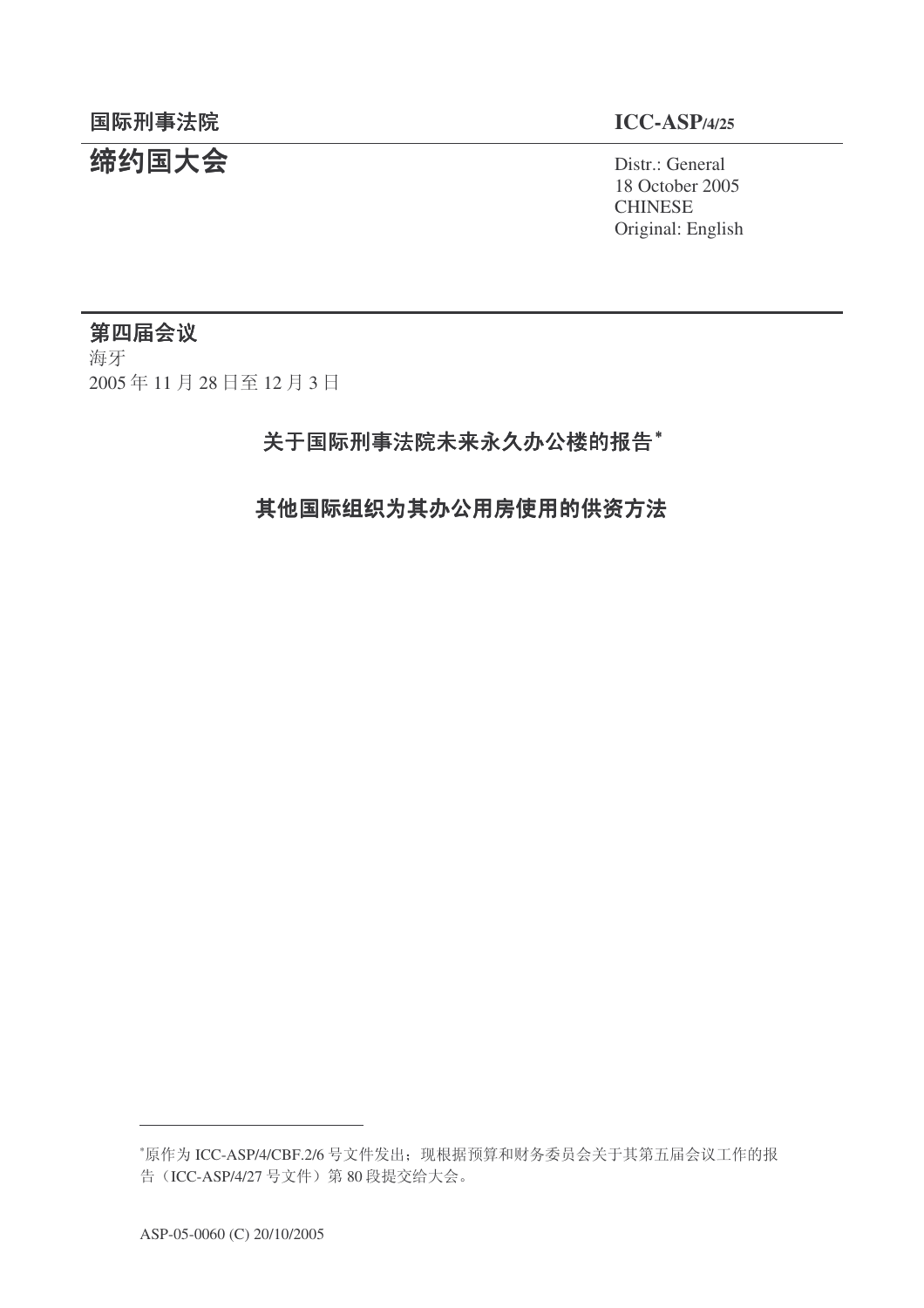国际刑事法院 **ICC-ASP/4/25**

# 缔约国大会

Distr.: General
18 October 2005
CHINESE
Original: English

**第四届会议**
海牙
2005 年 11 月 28 日至 12 月 3 日

## 关于国际刑事法院未来永久办公楼的报告*

## 其他国际组织为其办公用房使用的供资方法

---

*原作为 ICC-ASP/4/CBF.2/6 号文件发出；现根据预算和财务委员会关于其第五届会议工作的报告（ICC-ASP/4/27 号文件）第 80 段提交给大会。

ASP-05-0060 (C) 20/10/2005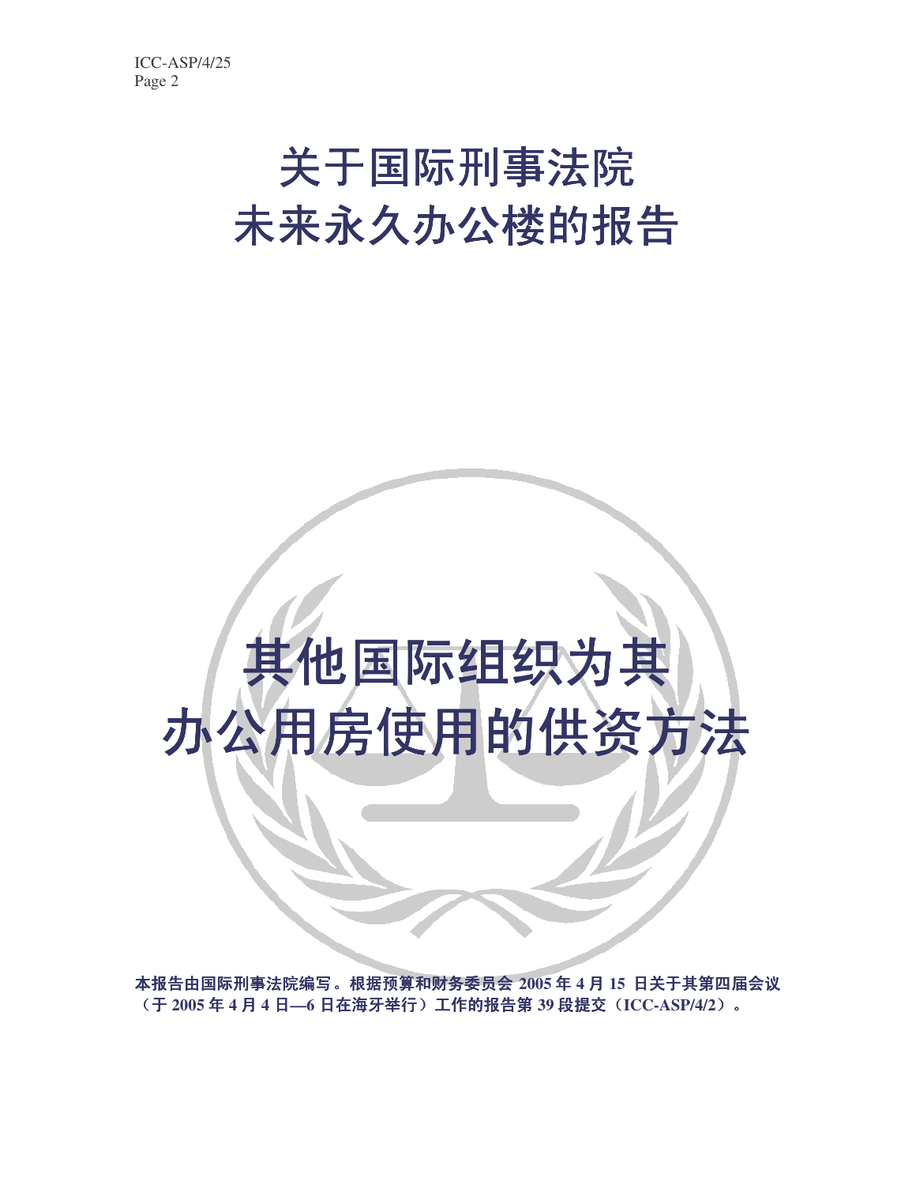# 关于国际刑事法院未来永久办公楼的报告

# 其他国际组织为其办公用房使用的供资方法

**本报告由国际刑事法院编写。根据预算和财务委员会 2005 年 4 月 15 日关于其第四届会议（于 2005 年 4 月 4 日—6 日在海牙举行）工作的报告第 39 段提交（ICC-ASP/4/2）。**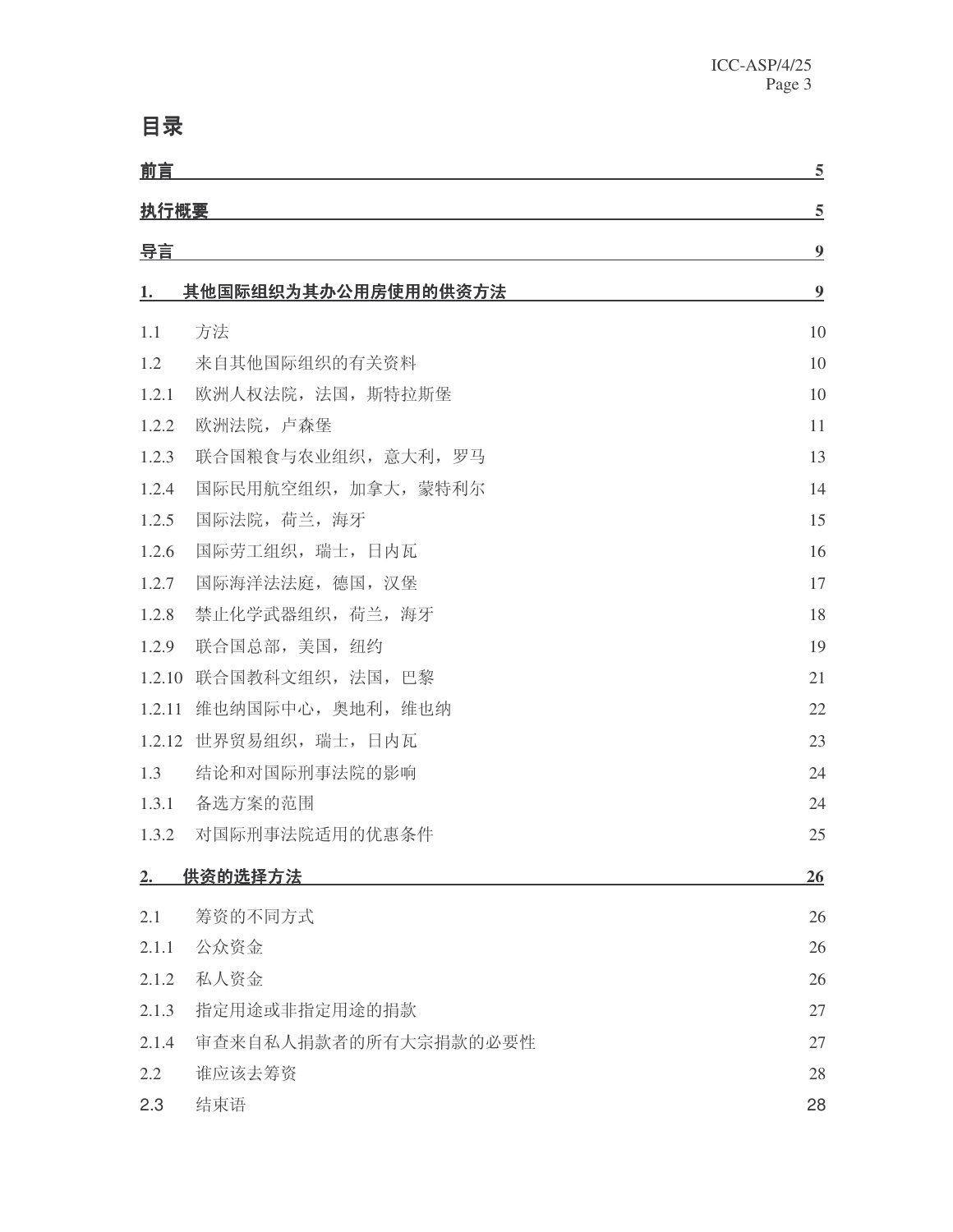# 目录

| | | |
|---|---|---|
| **前言** | | **5** |
| **执行概要** | | **5** |
| **导言** | | **9** |
| **1.** | **其他国际组织为其办公用房使用的供资方法** | **9** |
| 1.1 | 方法 | 10 |
| 1.2 | 来自其他国际组织的有关资料 | 10 |
| 1.2.1 | 欧洲人权法院，法国，斯特拉斯堡 | 10 |
| 1.2.2 | 欧洲法院，卢森堡 | 11 |
| 1.2.3 | 联合国粮食与农业组织，意大利，罗马 | 13 |
| 1.2.4 | 国际民用航空组织，加拿大，蒙特利尔 | 14 |
| 1.2.5 | 国际法院，荷兰，海牙 | 15 |
| 1.2.6 | 国际劳工组织，瑞士，日内瓦 | 16 |
| 1.2.7 | 国际海洋法法庭，德国，汉堡 | 17 |
| 1.2.8 | 禁止化学武器组织，荷兰，海牙 | 18 |
| 1.2.9 | 联合国总部，美国，纽约 | 19 |
| 1.2.10 | 联合国教科文组织，法国，巴黎 | 21 |
| 1.2.11 | 维也纳国际中心，奥地利，维也纳 | 22 |
| 1.2.12 | 世界贸易组织，瑞士，日内瓦 | 23 |
| 1.3 | 结论和对国际刑事法院的影响 | 24 |
| 1.3.1 | 备选方案的范围 | 24 |
| 1.3.2 | 对国际刑事法院适用的优惠条件 | 25 |
| **2.** | **供资的选择方法** | **26** |
| 2.1 | 筹资的不同方式 | 26 |
| 2.1.1 | 公众资金 | 26 |
| 2.1.2 | 私人资金 | 26 |
| 2.1.3 | 指定用途或非指定用途的捐款 | 27 |
| 2.1.4 | 审查来自私人捐款者的所有大宗捐款的必要性 | 27 |
| 2.2 | 谁应该去筹资 | 28 |
| 2.3 | 结束语 | 28 |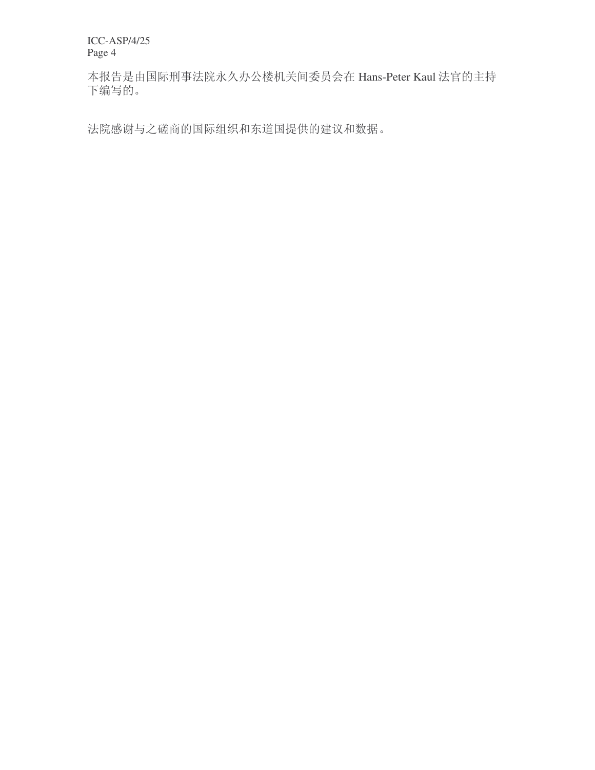本报告是由国际刑事法院永久办公楼机关间委员会在 Hans-Peter Kaul 法官的主持下编写的。

法院感谢与之磋商的国际组织和东道国提供的建议和数据。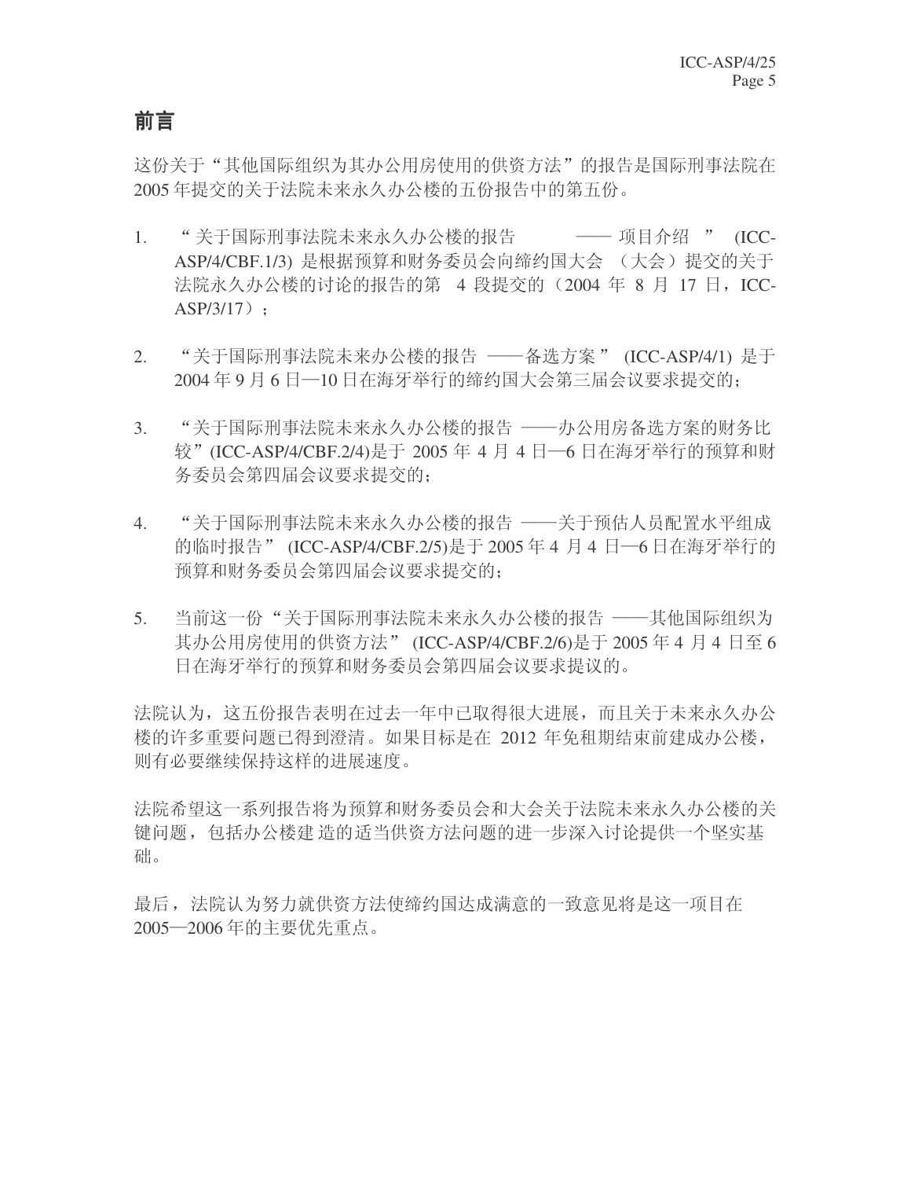## 前言

这份关于“其他国际组织为其办公用房使用的供资方法”的报告是国际刑事法院在2005 年提交的关于法院未来永久办公楼的五份报告中的第五份。

1. “关于国际刑事法院未来永久办公楼的报告 —— 项目介绍” (ICC-ASP/4/CBF.1/3) 是根据预算和财务委员会向缔约国大会（大会）提交的关于法院永久办公楼的讨论的报告的第 4 段提交的（2004 年 8 月 17 日，ICC-ASP/3/17）；

2. “关于国际刑事法院未来办公楼的报告 ——备选方案” (ICC-ASP/4/1) 是于2004 年 9 月 6 日—10 日在海牙举行的缔约国大会第三届会议要求提交的；

3. “关于国际刑事法院未来永久办公楼的报告 ——办公用房备选方案的财务比较”(ICC-ASP/4/CBF.2/4)是于 2005 年 4 月 4 日—6 日在海牙举行的预算和财务委员会第四届会议要求提交的；

4. “关于国际刑事法院未来永久办公楼的报告 ——关于预估人员配置水平组成的临时报告” (ICC-ASP/4/CBF.2/5)是于 2005 年 4 月 4 日—6 日在海牙举行的预算和财务委员会第四届会议要求提交的；

5. 当前这一份“关于国际刑事法院未来永久办公楼的报告 ——其他国际组织为其办公用房使用的供资方法” (ICC-ASP/4/CBF.2/6)是于 2005 年 4 月 4 日至 6 日在海牙举行的预算和财务委员会第四届会议要求提议的。

法院认为，这五份报告表明在过去一年中已取得很大进展，而且关于未来永久办公楼的许多重要问题已得到澄清。如果目标是在 2012 年免租期结束前建成办公楼，则有必要继续保持这样的进展速度。

法院希望这一系列报告将为预算和财务委员会和大会关于法院未来永久办公楼的关键问题，包括办公楼建造的适当供资方法问题的进一步深入讨论提供一个坚实基础。

最后，法院认为努力就供资方法使缔约国达成满意的一致意见将是这一项目在2005—2006 年的主要优先重点。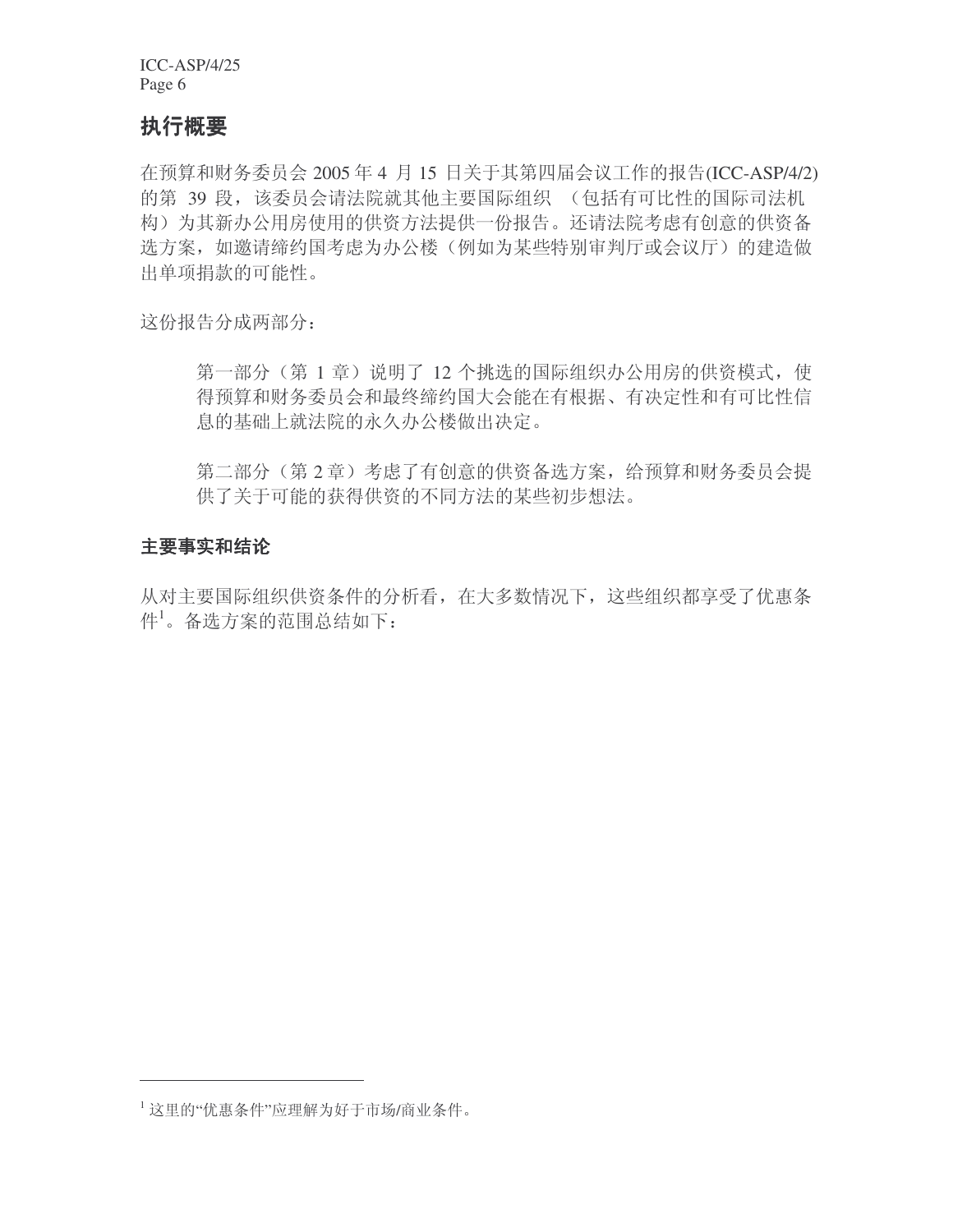## 执行概要

在预算和财务委员会 2005 年 4 月 15 日关于其第四届会议工作的报告(ICC-ASP/4/2)的第 39 段，该委员会请法院就其他主要国际组织 （包括有可比性的国际司法机构）为其新办公用房使用的供资方法提供一份报告。还请法院考虑有创意的供资备选方案，如邀请缔约国考虑为办公楼（例如为某些特别审判厅或会议厅）的建造做出单项捐款的可能性。

这份报告分成两部分：

> 第一部分（第 1 章）说明了 12 个挑选的国际组织办公用房的供资模式，使得预算和财务委员会和最终缔约国大会能在有根据、有决定性和有可比性信息的基础上就法院的永久办公楼做出决定。
>
> 第二部分（第 2 章）考虑了有创意的供资备选方案，给预算和财务委员会提供了关于可能的获得供资的不同方法的某些初步想法。

### 主要事实和结论

从对主要国际组织供资条件的分析看，在大多数情况下，这些组织都享受了优惠条件[1]。备选方案的范围总结如下：

---

[1] 这里的"优惠条件"应理解为好于市场/商业条件。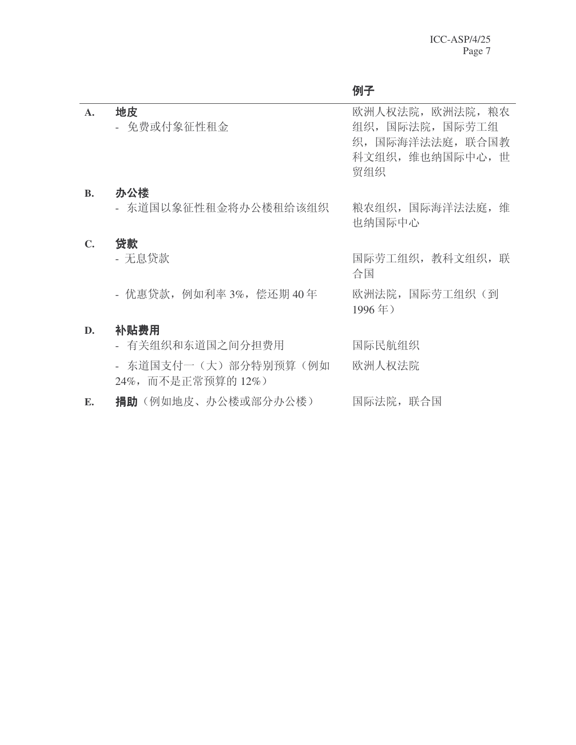| | | 例子 |
|---|---|---|
| A. | **地皮**<br>- 免费或付象征性租金 | 欧洲人权法院，欧洲法院，粮农组织，国际法院，国际劳工组织，国际海洋法法庭，联合国教科文组织，维也纳国际中心，世贸组织 |
| B. | **办公楼**<br>- 东道国以象征性租金将办公楼租给该组织 | 粮农组织，国际海洋法法庭，维也纳国际中心 |
| C. | **贷款**<br>- 无息贷款 | 国际劳工组织，教科文组织，联合国 |
| | - 优惠贷款，例如利率 3%，偿还期 40 年 | 欧洲法院，国际劳工组织（到 1996 年） |
| D. | **补贴费用**<br>- 有关组织和东道国之间分担费用 | 国际民航组织 |
| | - 东道国支付一（大）部分特别预算（例如 24%，而不是正常预算的 12%） | 欧洲人权法院 |
| E. | **捐助**（例如地皮、办公楼或部分办公楼） | 国际法院，联合国 |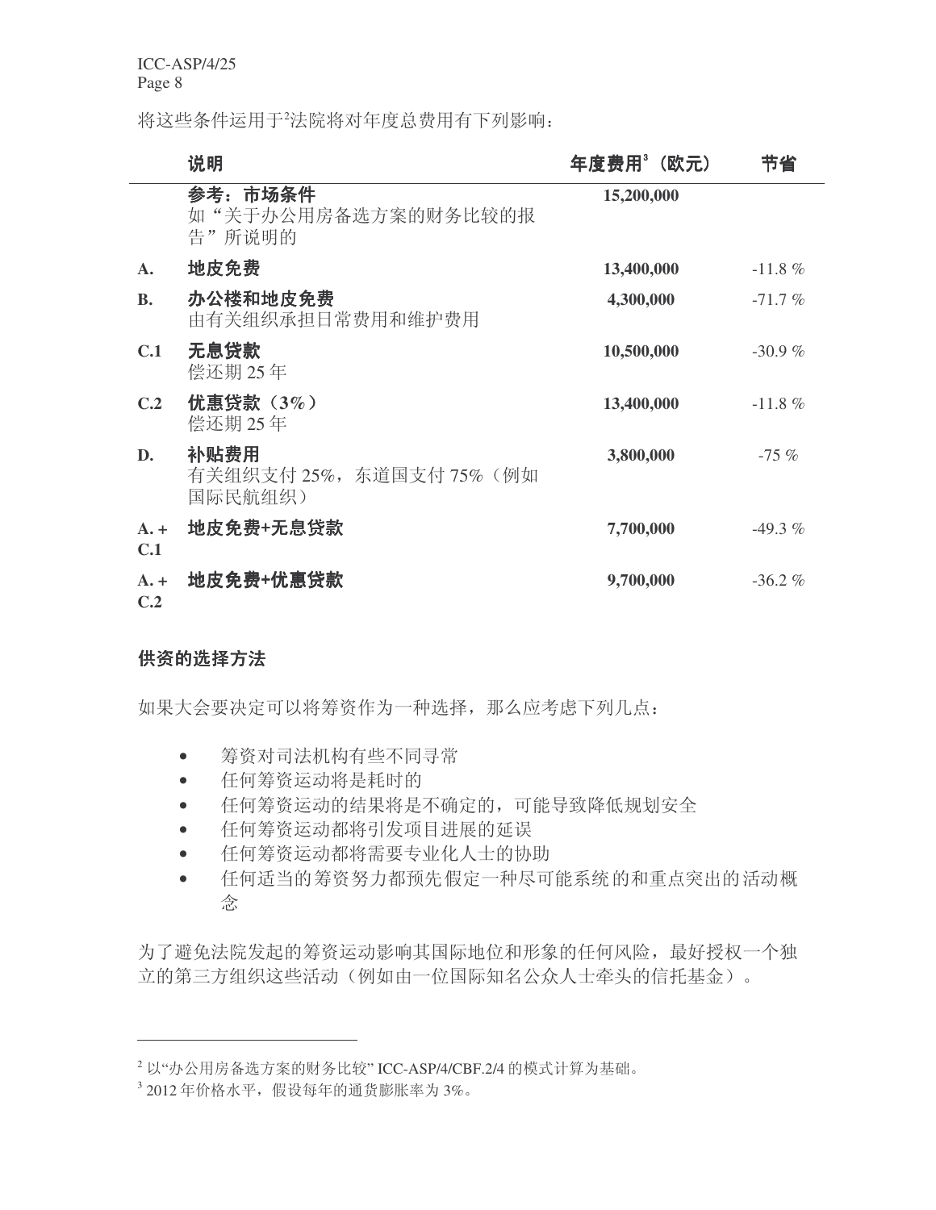将这些条件运用于[2]法院将对年度总费用有下列影响：

| | 说明 | 年度费用[3]（欧元） | 节省 |
|---|---|---|---|
| | **参考：市场条件**<br>如“关于办公用房备选方案的财务比较的报告”所说明的 | 15,200,000 | |
| A. | **地皮免费** | 13,400,000 | -11.8 % |
| B. | **办公楼和地皮免费**<br>由有关组织承担日常费用和维护费用 | 4,300,000 | -71.7 % |
| C.1 | **无息贷款**<br>偿还期 25 年 | 10,500,000 | -30.9 % |
| C.2 | **优惠贷款（3%）**<br>偿还期 25 年 | 13,400,000 | -11.8 % |
| D. | **补贴费用**<br>有关组织支付 25%，东道国支付 75%（例如国际民航组织） | 3,800,000 | -75 % |
| A. + C.1 | **地皮免费+无息贷款** | 7,700,000 | -49.3 % |
| A. + C.2 | **地皮免费+优惠贷款** | 9,700,000 | -36.2 % |

### 供资的选择方法

如果大会要决定可以将筹资作为一种选择，那么应考虑下列几点：

- 筹资对司法机构有些不同寻常
- 任何筹资运动将是耗时的
- 任何筹资运动的结果将是不确定的，可能导致降低规划安全
- 任何筹资运动都将引发项目进展的延误
- 任何筹资运动都将需要专业化人士的协助
- 任何适当的筹资努力都预先假定一种尽可能系统的和重点突出的活动概念

为了避免法院发起的筹资运动影响其国际地位和形象的任何风险，最好授权一个独立的第三方组织这些活动（例如由一位国际知名公众人士牵头的信托基金）。

---

[2] 以“办公用房备选方案的财务比较” ICC-ASP/4/CBF.2/4 的模式计算为基础。

[3] 2012 年价格水平，假设每年的通货膨胀率为 3%。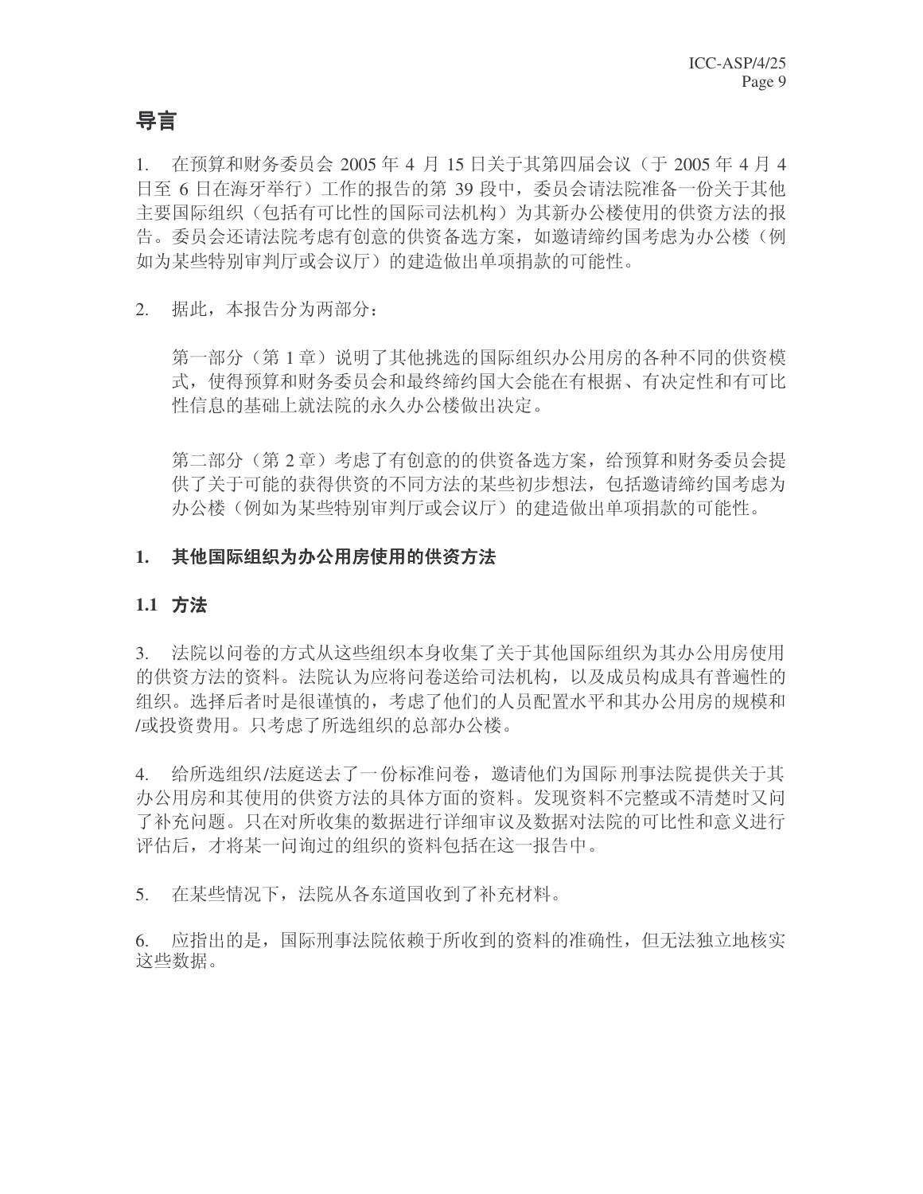# 导言

1. 在预算和财务委员会 2005 年 4 月 15 日关于其第四届会议（于 2005 年 4 月 4 日至 6 日在海牙举行）工作的报告的第 39 段中，委员会请法院准备一份关于其他主要国际组织（包括有可比性的国际司法机构）为其新办公楼使用的供资方法的报告。委员会还请法院考虑有创意的供资备选方案，如邀请缔约国考虑为办公楼（例如为某些特别审判厅或会议厅）的建造做出单项捐款的可能性。

2. 据此，本报告分为两部分：

   第一部分（第 1 章）说明了其他挑选的国际组织办公用房的各种不同的供资模式，使得预算和财务委员会和最终缔约国大会能在有根据、有决定性和有可比性信息的基础上就法院的永久办公楼做出决定。

   第二部分（第 2 章）考虑了有创意的的供资备选方案，给预算和财务委员会提供了关于可能的获得供资的不同方法的某些初步想法，包括邀请缔约国考虑为办公楼（例如为某些特别审判厅或会议厅）的建造做出单项捐款的可能性。

## 1. 其他国际组织为办公用房使用的供资方法

### 1.1 方法

3. 法院以问卷的方式从这些组织本身收集了关于其他国际组织为其办公用房使用的供资方法的资料。法院认为应将问卷送给司法机构，以及成员构成具有普遍性的组织。选择后者时是很谨慎的，考虑了他们的人员配置水平和其办公用房的规模和/或投资费用。只考虑了所选组织的总部办公楼。

4. 给所选组织/法庭送去了一份标准问卷，邀请他们为国际刑事法院提供关于其办公用房和其使用的供资方法的具体方面的资料。发现资料不完整或不清楚时又问了补充问题。只在对所收集的数据进行详细审议及数据对法院的可比性和意义进行评估后，才将某一问询过的组织的资料包括在这一报告中。

5. 在某些情况下，法院从各东道国收到了补充材料。

6. 应指出的是，国际刑事法院依赖于所收到的资料的准确性，但无法独立地核实这些数据。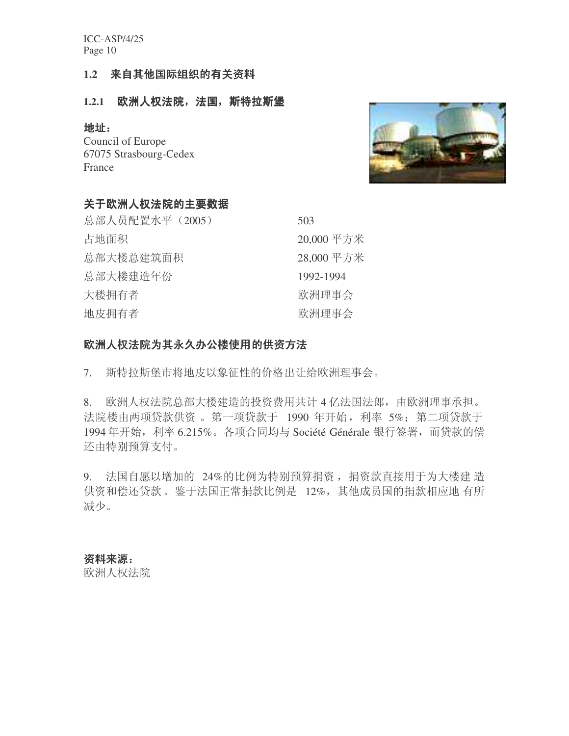### 1.2 来自其他国际组织的有关资料

#### 1.2.1 欧洲人权法院，法国，斯特拉斯堡

**地址：**
Council of Europe
67075 Strasbourg-Cedex
France

**关于欧洲人权法院的主要数据**

| | |
|---|---|
| 总部人员配置水平（2005） | 503 |
| 占地面积 | 20,000 平方米 |
| 总部大楼总建筑面积 | 28,000 平方米 |
| 总部大楼建造年份 | 1992-1994 |
| 大楼拥有者 | 欧洲理事会 |
| 地皮拥有者 | 欧洲理事会 |

**欧洲人权法院为其永久办公楼使用的供资方法**

7. 斯特拉斯堡市将地皮以象征性的价格出让给欧洲理事会。

8. 欧洲人权法院总部大楼建造的投资费用共计 4 亿法国法郎，由欧洲理事承担。法院楼由两项贷款供资。第一项贷款于 1990 年开始，利率 5%；第二项贷款于 1994 年开始，利率 6.215%。各项合同均与 Société Générale 银行签署，而贷款的偿还由特别预算支付。

9. 法国自愿以增加的 24%的比例为特别预算捐资，捐资款直接用于为大楼建造供资和偿还贷款。鉴于法国正常捐款比例是 12%，其他成员国的捐款相应地有所减少。

**资料来源：**
欧洲人权法院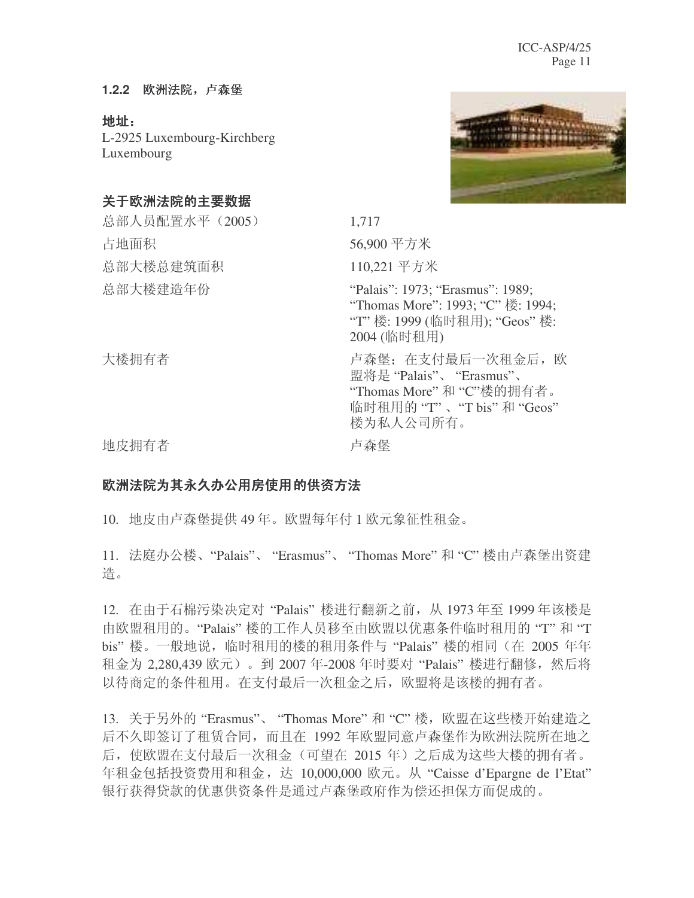### 1.2.2 欧洲法院，卢森堡

**地址：**
L-2925 Luxembourg-Kirchberg
Luxembourg

**关于欧洲法院的主要数据**

| | |
|---|---|
| 总部人员配置水平（2005） | 1,717 |
| 占地面积 | 56,900 平方米 |
| 总部大楼总建筑面积 | 110,221 平方米 |
| 总部大楼建造年份 | "Palais": 1973; "Erasmus": 1989; "Thomas More": 1993; "C" 楼: 1994; "T" 楼: 1999 (临时租用); "Geos" 楼: 2004 (临时租用) |
| 大楼拥有者 | 卢森堡；在支付最后一次租金后，欧盟将是 "Palais"、 "Erasmus"、 "Thomas More" 和 "C"楼的拥有者。临时租用的 "T" 、"T bis" 和 "Geos" 楼为私人公司所有。 |
| 地皮拥有者 | 卢森堡 |

**欧洲法院为其永久办公用房使用的供资方法**

10. 地皮由卢森堡提供 49 年。欧盟每年付 1 欧元象征性租金。

11. 法庭办公楼、"Palais"、 "Erasmus"、 "Thomas More" 和 "C" 楼由卢森堡出资建造。

12. 在由于石棉污染决定对 "Palais" 楼进行翻新之前，从 1973 年至 1999 年该楼是由欧盟租用的。"Palais" 楼的工作人员移至由欧盟以优惠条件临时租用的 "T" 和 "T bis" 楼。一般地说，临时租用的楼的租用条件与 "Palais" 楼的相同（在 2005 年年租金为 2,280,439 欧元）。到 2007 年-2008 年时要对 "Palais" 楼进行翻修，然后将以待商定的条件租用。在支付最后一次租金之后，欧盟将是该楼的拥有者。

13. 关于另外的 "Erasmus"、 "Thomas More" 和 "C" 楼，欧盟在这些楼开始建造之后不久即签订了租赁合同，而且在 1992 年欧盟同意卢森堡作为欧洲法院所在地之后，使欧盟在支付最后一次租金（可望在 2015 年）之后成为这些大楼的拥有者。年租金包括投资费用和租金，达 10,000,000 欧元。从 "Caisse d'Epargne de l'Etat" 银行获得贷款的优惠供资条件是通过卢森堡政府作为偿还担保方而促成的。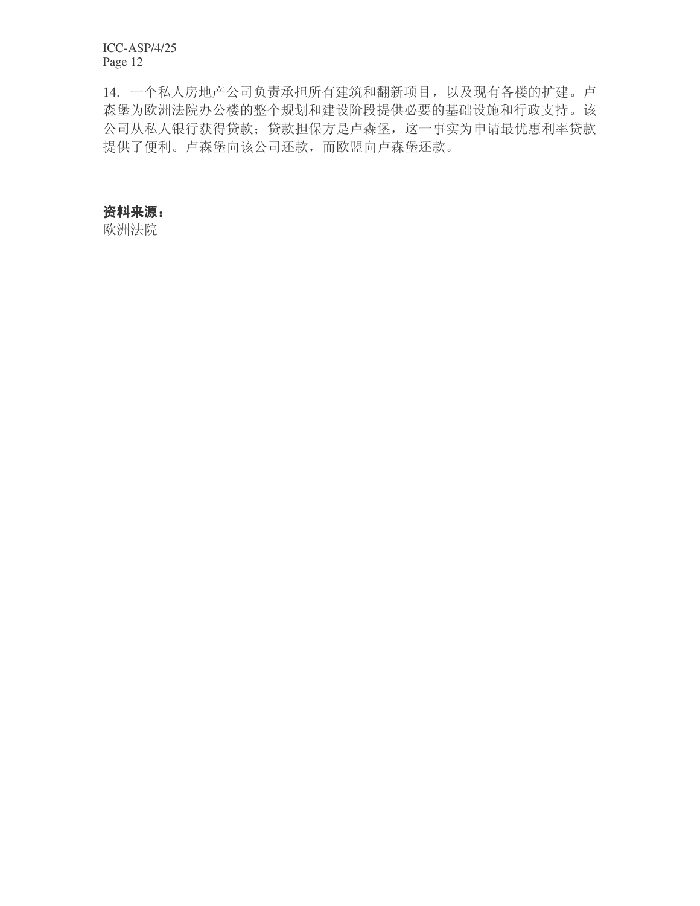14. 一个私人房地产公司负责承担所有建筑和翻新项目，以及现有各楼的扩建。卢森堡为欧洲法院办公楼的整个规划和建设阶段提供必要的基础设施和行政支持。该公司从私人银行获得贷款；贷款担保方是卢森堡，这一事实为申请最优惠利率贷款提供了便利。卢森堡向该公司还款，而欧盟向卢森堡还款。

**资料来源：**
欧洲法院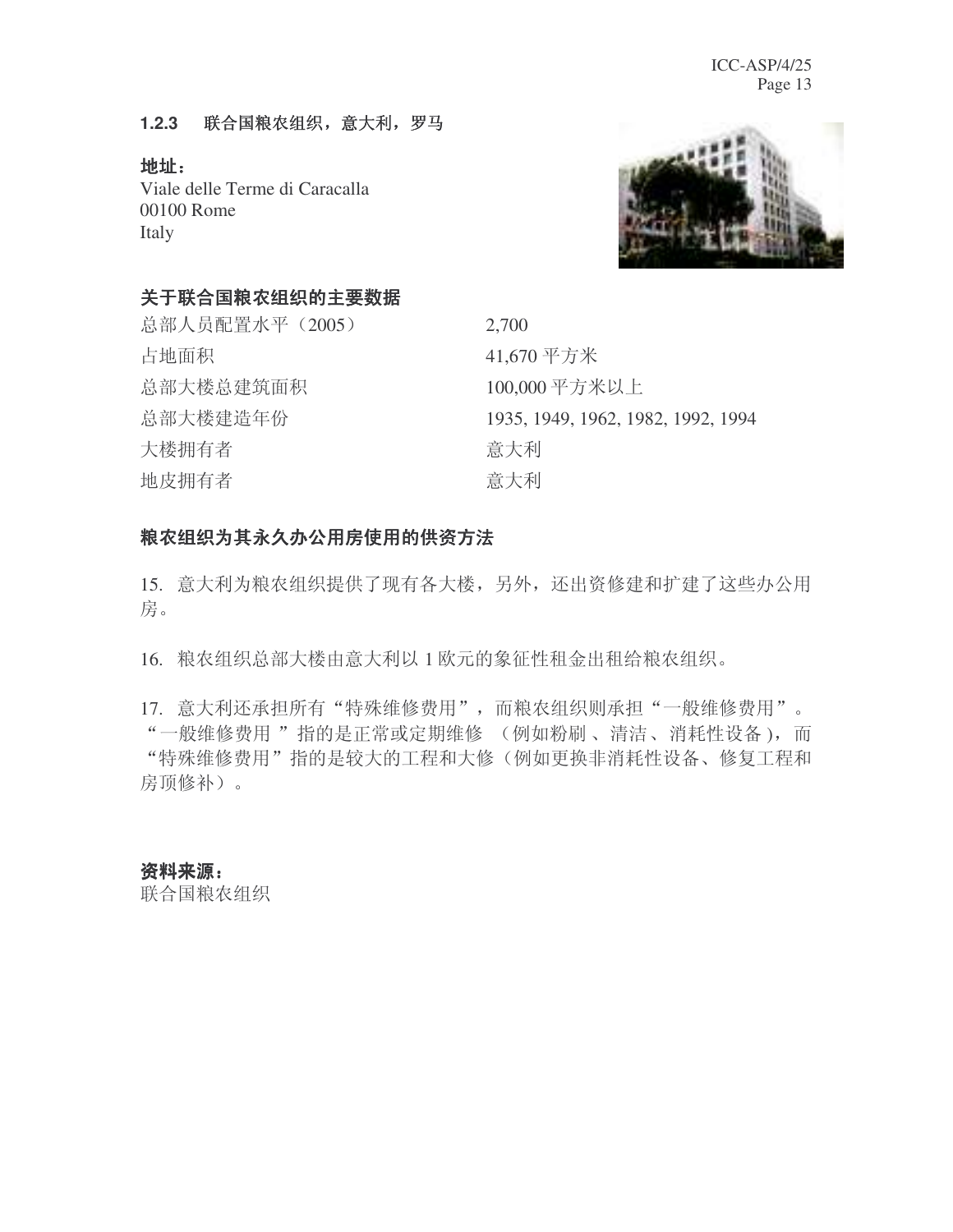### 1.2.3 联合国粮农组织，意大利，罗马

**地址：**
Viale delle Terme di Caracalla
00100 Rome
Italy

**关于联合国粮农组织的主要数据**

| | |
|---|---|
| 总部人员配置水平（2005） | 2,700 |
| 占地面积 | 41,670 平方米 |
| 总部大楼总建筑面积 | 100,000 平方米以上 |
| 总部大楼建造年份 | 1935, 1949, 1962, 1982, 1992, 1994 |
| 大楼拥有者 | 意大利 |
| 地皮拥有者 | 意大利 |

**粮农组织为其永久办公用房使用的供资方法**

15. 意大利为粮农组织提供了现有各大楼，另外，还出资修建和扩建了这些办公用房。

16. 粮农组织总部大楼由意大利以 1 欧元的象征性租金出租给粮农组织。

17. 意大利还承担所有"特殊维修费用"，而粮农组织则承担"一般维修费用"。"一般维修费用"指的是正常或定期维修（例如粉刷、清洁、消耗性设备），而"特殊维修费用"指的是较大的工程和大修（例如更换非消耗性设备、修复工程和房顶修补）。

**资料来源：**
联合国粮农组织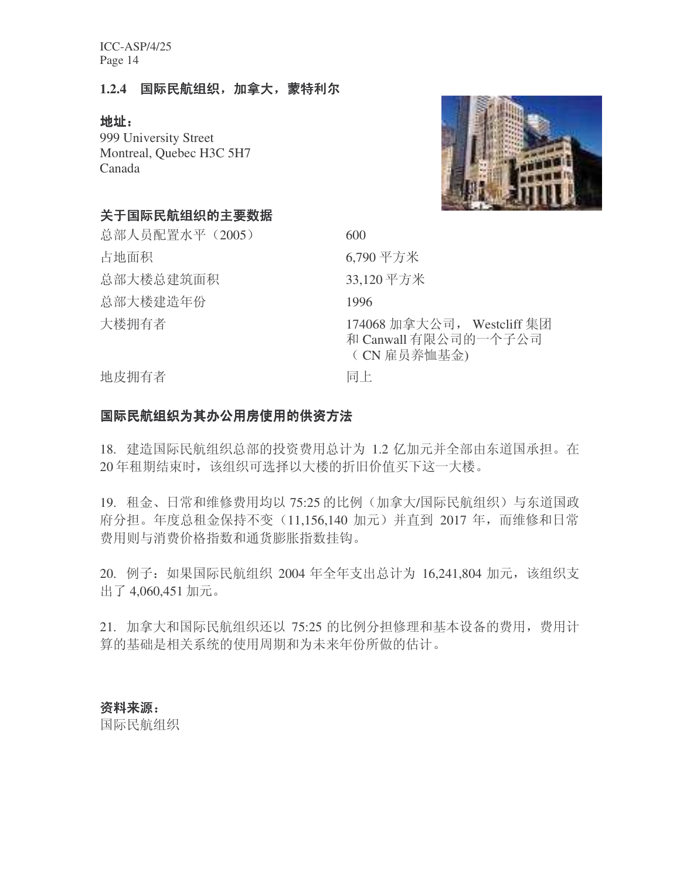### 1.2.4 国际民航组织，加拿大，蒙特利尔

**地址：**
999 University Street
Montreal, Quebec H3C 5H7
Canada

**关于国际民航组织的主要数据**

| | |
|---|---|
| 总部人员配置水平（2005） | 600 |
| 占地面积 | 6,790 平方米 |
| 总部大楼总建筑面积 | 33,120 平方米 |
| 总部大楼建造年份 | 1996 |
| 大楼拥有者 | 174068 加拿大公司， Westcliff 集团和 Canwall 有限公司的一个子公司（CN 雇员养恤基金) |
| 地皮拥有者 | 同上 |

**国际民航组织为其办公用房使用的供资方法**

18. 建造国际民航组织总部的投资费用总计为 1.2 亿加元并全部由东道国承担。在 20 年租期结束时，该组织可选择以大楼的折旧价值买下这一大楼。

19. 租金、日常和维修费用均以 75:25 的比例（加拿大/国际民航组织）与东道国政府分担。年度总租金保持不变（11,156,140 加元）并直到 2017 年，而维修和日常费用则与消费价格指数和通货膨胀指数挂钩。

20. 例子：如果国际民航组织 2004 年全年支出总计为 16,241,804 加元，该组织支出了 4,060,451 加元。

21. 加拿大和国际民航组织还以 75:25 的比例分担修理和基本设备的费用，费用计算的基础是相关系统的使用周期和为未来年份所做的估计。

**资料来源：**
国际民航组织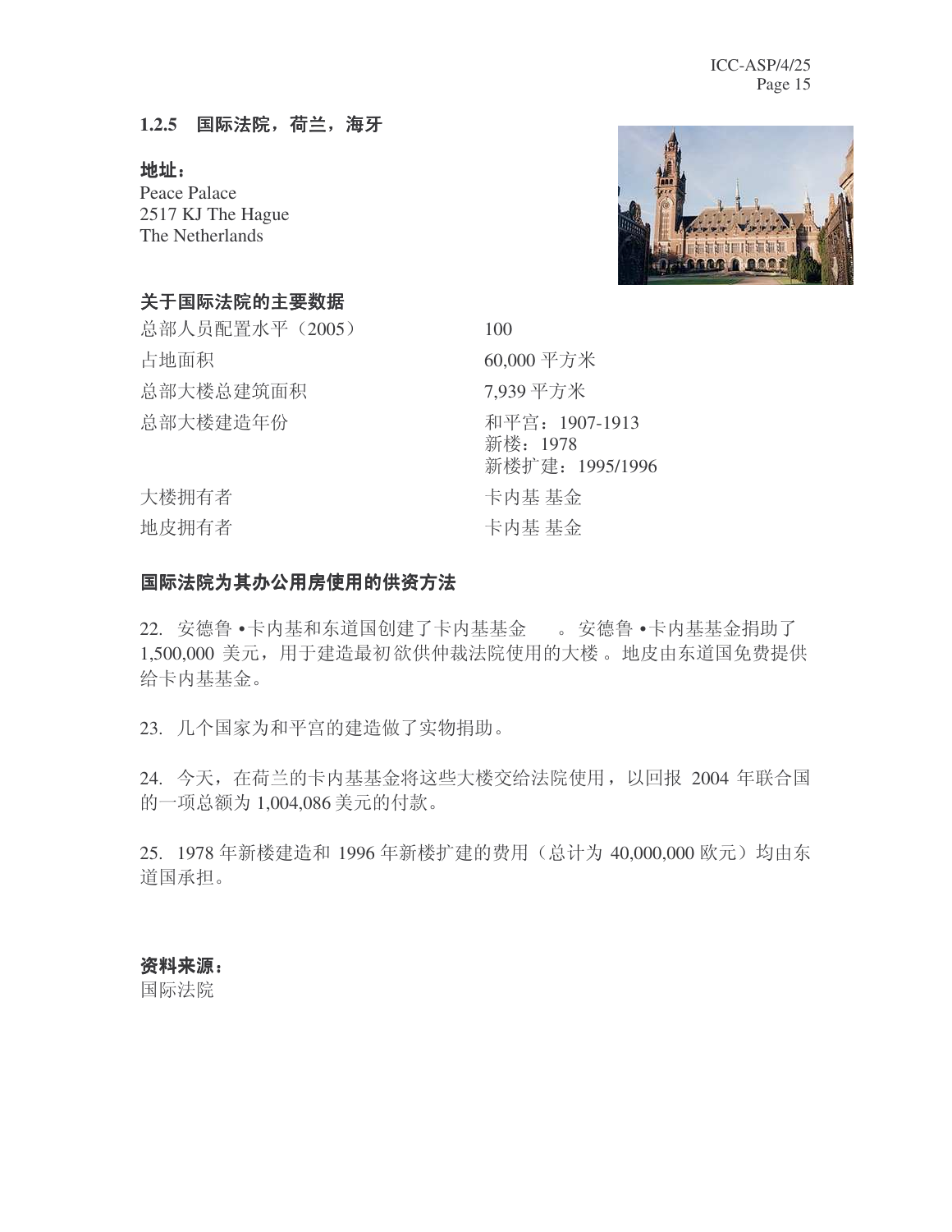### 1.2.5 国际法院，荷兰，海牙

**地址：**
Peace Palace
2517 KJ The Hague
The Netherlands

**关于国际法院的主要数据**

| | |
|---|---|
| 总部人员配置水平（2005） | 100 |
| 占地面积 | 60,000 平方米 |
| 总部大楼总建筑面积 | 7,939 平方米 |
| 总部大楼建造年份 | 和平宫：1907-1913<br>新楼：1978<br>新楼扩建：1995/1996 |
| 大楼拥有者 | 卡内基 基金 |
| 地皮拥有者 | 卡内基 基金 |

**国际法院为其办公用房使用的供资方法**

22. 安德鲁 •卡内基和东道国创建了卡内基基金 。安德鲁 •卡内基基金捐助了 1,500,000 美元，用于建造最初欲供仲裁法院使用的大楼 。地皮由东道国免费提供给卡内基基金。

23. 几个国家为和平宫的建造做了实物捐助。

24. 今天，在荷兰的卡内基基金将这些大楼交给法院使用，以回报 2004 年联合国的一项总额为 1,004,086 美元的付款。

25. 1978 年新楼建造和 1996 年新楼扩建的费用（总计为 40,000,000 欧元）均由东道国承担。

**资料来源：**
国际法院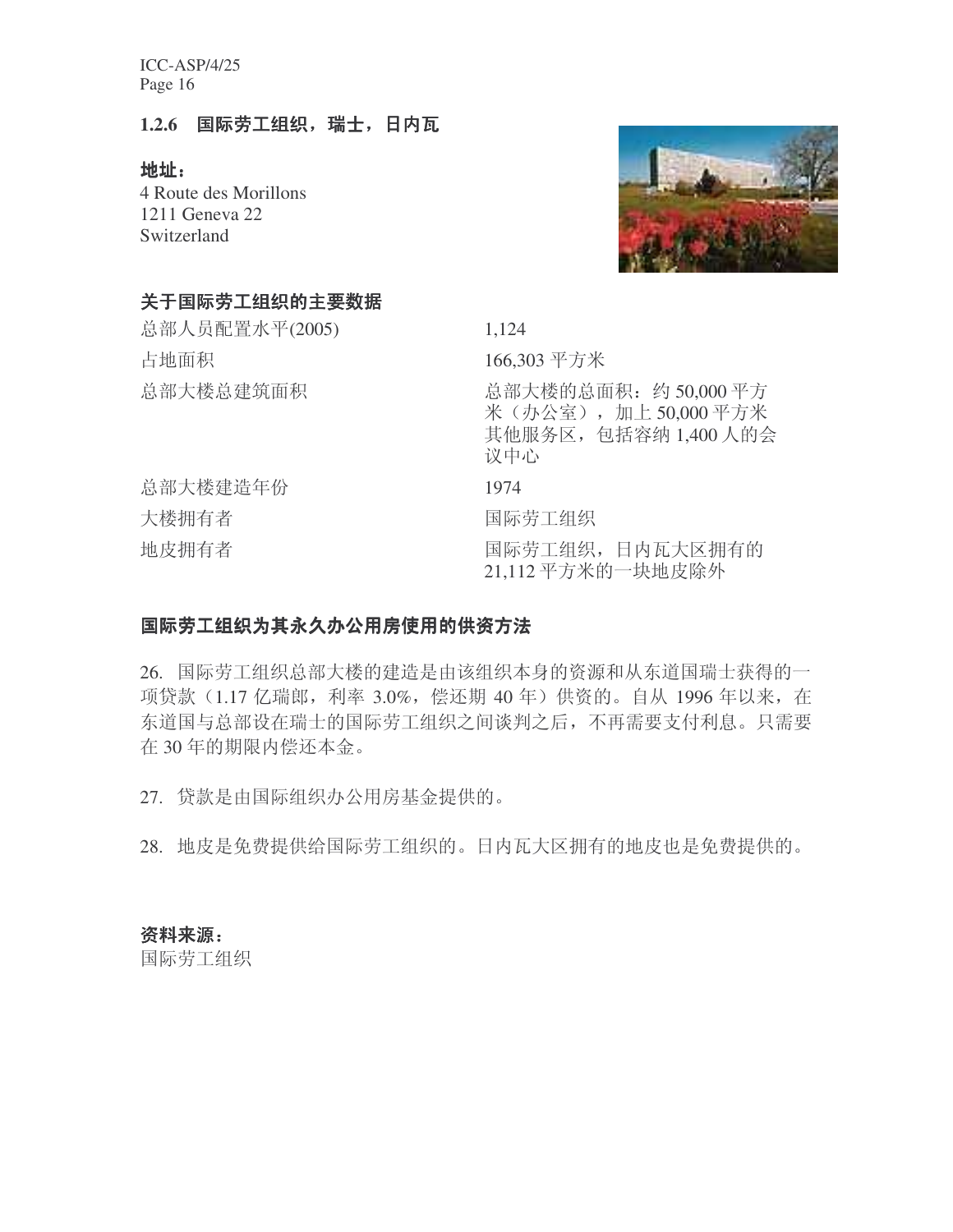### 1.2.6 国际劳工组织，瑞士，日内瓦

**地址：**
4 Route des Morillons
1211 Geneva 22
Switzerland

**关于国际劳工组织的主要数据**

| | |
|---|---|
| 总部人员配置水平(2005) | 1,124 |
| 占地面积 | 166,303 平方米 |
| 总部大楼总建筑面积 | 总部大楼的总面积：约 50,000 平方米（办公室），加上 50,000 平方米其他服务区，包括容纳 1,400 人的会议中心 |
| 总部大楼建造年份 | 1974 |
| 大楼拥有者 | 国际劳工组织 |
| 地皮拥有者 | 国际劳工组织，日内瓦大区拥有的 21,112 平方米的一块地皮除外 |

**国际劳工组织为其永久办公用房使用的供资方法**

26. 国际劳工组织总部大楼的建造是由该组织本身的资源和从东道国瑞士获得的一项贷款（1.17 亿瑞郎，利率 3.0%，偿还期 40 年）供资的。自从 1996 年以来，在东道国与总部设在瑞士的国际劳工组织之间谈判之后，不再需要支付利息。只需要在 30 年的期限内偿还本金。

27. 贷款是由国际组织办公用房基金提供的。

28. 地皮是免费提供给国际劳工组织的。日内瓦大区拥有的地皮也是免费提供的。

**资料来源：**
国际劳工组织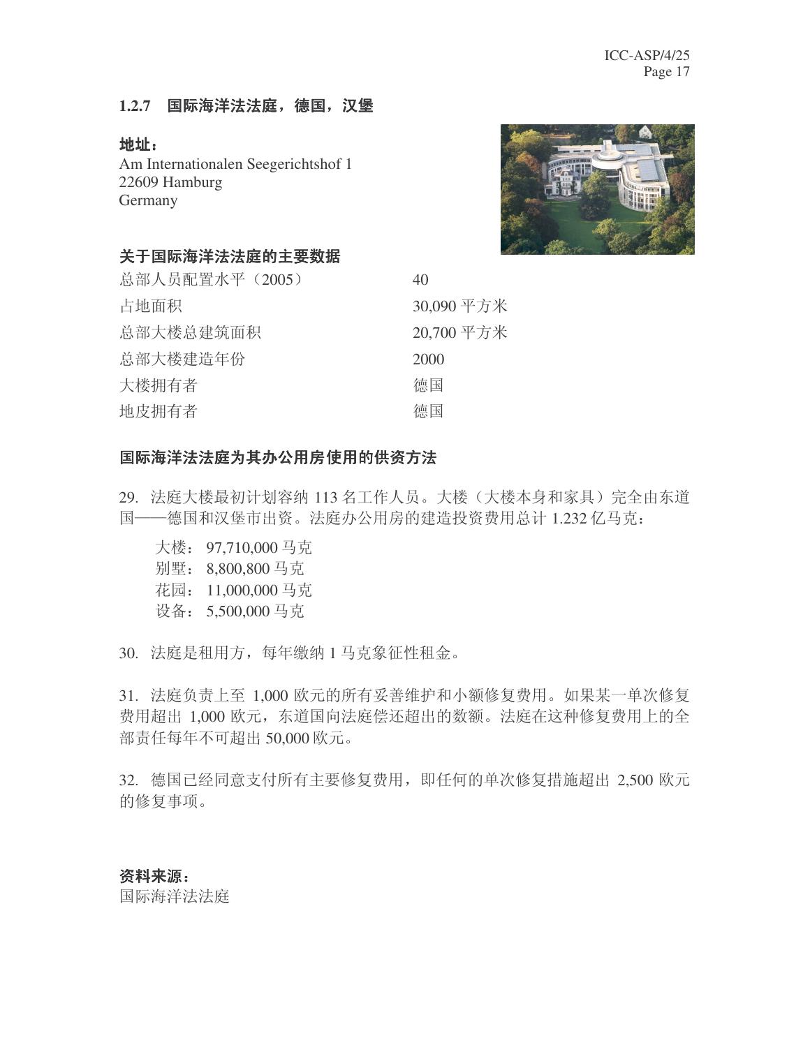### 1.2.7 国际海洋法法庭，德国，汉堡

**地址：**
Am Internationalen Seegerichtshof 1
22609 Hamburg
Germany

**关于国际海洋法法庭的主要数据**

| | |
|---|---|
| 总部人员配置水平（2005） | 40 |
| 占地面积 | 30,090 平方米 |
| 总部大楼总建筑面积 | 20,700 平方米 |
| 总部大楼建造年份 | 2000 |
| 大楼拥有者 | 德国 |
| 地皮拥有者 | 德国 |

**国际海洋法法庭为其办公用房使用的供资方法**

29. 法庭大楼最初计划容纳 113 名工作人员。大楼（大楼本身和家具）完全由东道国——德国和汉堡市出资。法庭办公用房的建造投资费用总计 1.232 亿马克：

大楼：97,710,000 马克
别墅：8,800,800 马克
花园：11,000,000 马克
设备：5,500,000 马克

30. 法庭是租用方，每年缴纳 1 马克象征性租金。

31. 法庭负责上至 1,000 欧元的所有妥善维护和小额修复费用。如果某一单次修复费用超出 1,000 欧元，东道国向法庭偿还超出的数额。法庭在这种修复费用上的全部责任每年不可超出 50,000 欧元。

32. 德国已经同意支付所有主要修复费用，即任何的单次修复措施超出 2,500 欧元的修复事项。

**资料来源：**
国际海洋法法庭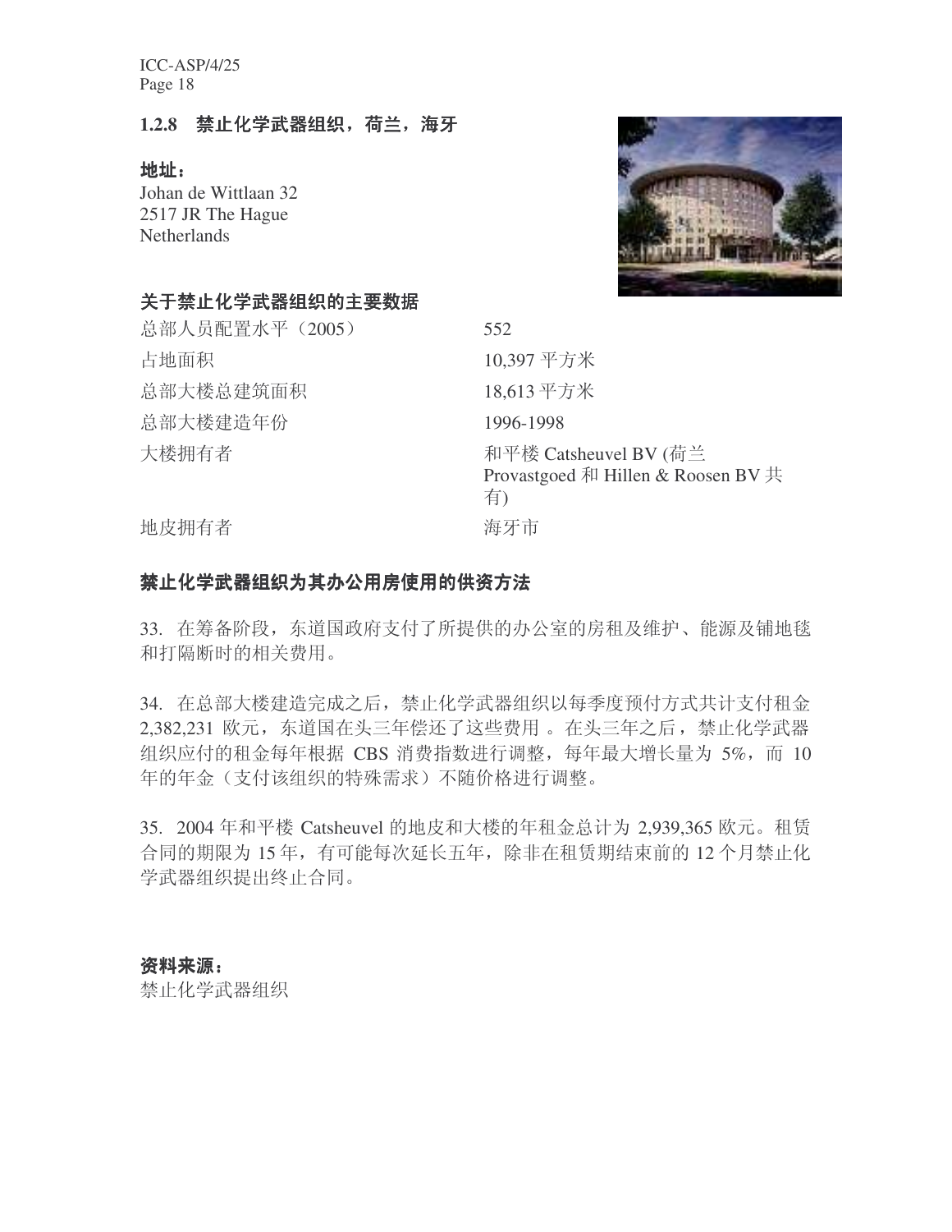### 1.2.8 禁止化学武器组织，荷兰，海牙

**地址：**
Johan de Wittlaan 32
2517 JR The Hague
Netherlands

**关于禁止化学武器组织的主要数据**

| | |
|---|---|
| 总部人员配置水平（2005） | 552 |
| 占地面积 | 10,397 平方米 |
| 总部大楼总建筑面积 | 18,613 平方米 |
| 总部大楼建造年份 | 1996-1998 |
| 大楼拥有者 | 和平楼 Catsheuvel BV (荷兰 Provastgoed 和 Hillen & Roosen BV 共有) |
| 地皮拥有者 | 海牙市 |

**禁止化学武器组织为其办公用房使用的供资方法**

33. 在筹备阶段，东道国政府支付了所提供的办公室的房租及维护、能源及铺地毯和打隔断时的相关费用。

34. 在总部大楼建造完成之后，禁止化学武器组织以每季度预付方式共计支付租金 2,382,231 欧元，东道国在头三年偿还了这些费用 。在头三年之后，禁止化学武器组织应付的租金每年根据 CBS 消费指数进行调整，每年最大增长量为 5%，而 10 年的年金（支付该组织的特殊需求）不随价格进行调整。

35. 2004 年和平楼 Catsheuvel 的地皮和大楼的年租金总计为 2,939,365 欧元。租赁合同的期限为 15 年，有可能每次延长五年，除非在租赁期结束前的 12 个月禁止化学武器组织提出终止合同。

**资料来源：**
禁止化学武器组织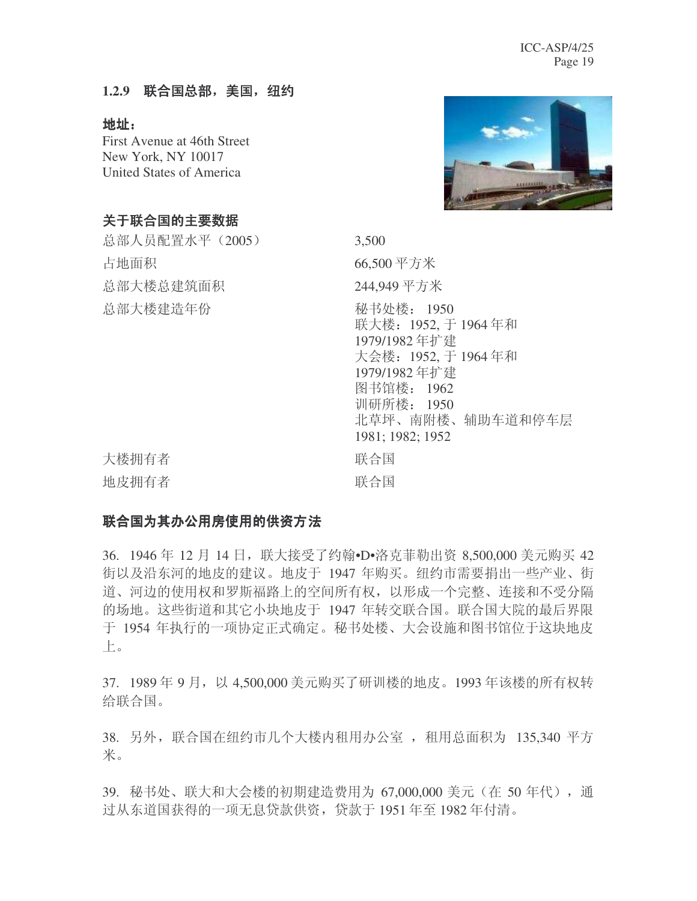### 1.2.9 联合国总部，美国，纽约

**地址：**

First Avenue at 46th Street
New York, NY 10017
United States of America

**关于联合国的主要数据**

| | |
|---|---|
| 总部人员配置水平（2005） | 3,500 |
| 占地面积 | 66,500 平方米 |
| 总部大楼总建筑面积 | 244,949 平方米 |
| 总部大楼建造年份 | 秘书处楼： 1950<br>联大楼：1952, 于 1964 年和 1979/1982 年扩建<br>大会楼：1952, 于 1964 年和 1979/1982 年扩建<br>图书馆楼： 1962<br>训研所楼： 1950<br>北草坪、南附楼、辅助车道和停车层 1981; 1982; 1952 |
| 大楼拥有者 | 联合国 |
| 地皮拥有者 | 联合国 |

**联合国为其办公用房使用的供资方法**

36. 1946 年 12 月 14 日，联大接受了约翰•D•洛克菲勒出资 8,500,000 美元购买 42 街以及沿东河的地皮的建议。地皮于 1947 年购买。纽约市需要捐出一些产业、街道、河边的使用权和罗斯福路上的空间所有权，以形成一个完整、连接和不受分隔的场地。这些街道和其它小块地皮于 1947 年转交联合国。联合国大院的最后界限于 1954 年执行的一项协定正式确定。秘书处楼、大会设施和图书馆位于这块地皮上。

37. 1989 年 9 月，以 4,500,000 美元购买了研训楼的地皮。1993 年该楼的所有权转给联合国。

38. 另外，联合国在纽约市几个大楼内租用办公室 ，租用总面积为 135,340 平方米。

39. 秘书处、联大和大会楼的初期建造费用为 67,000,000 美元（在 50 年代），通过从东道国获得的一项无息贷款供资，贷款于 1951 年至 1982 年付清。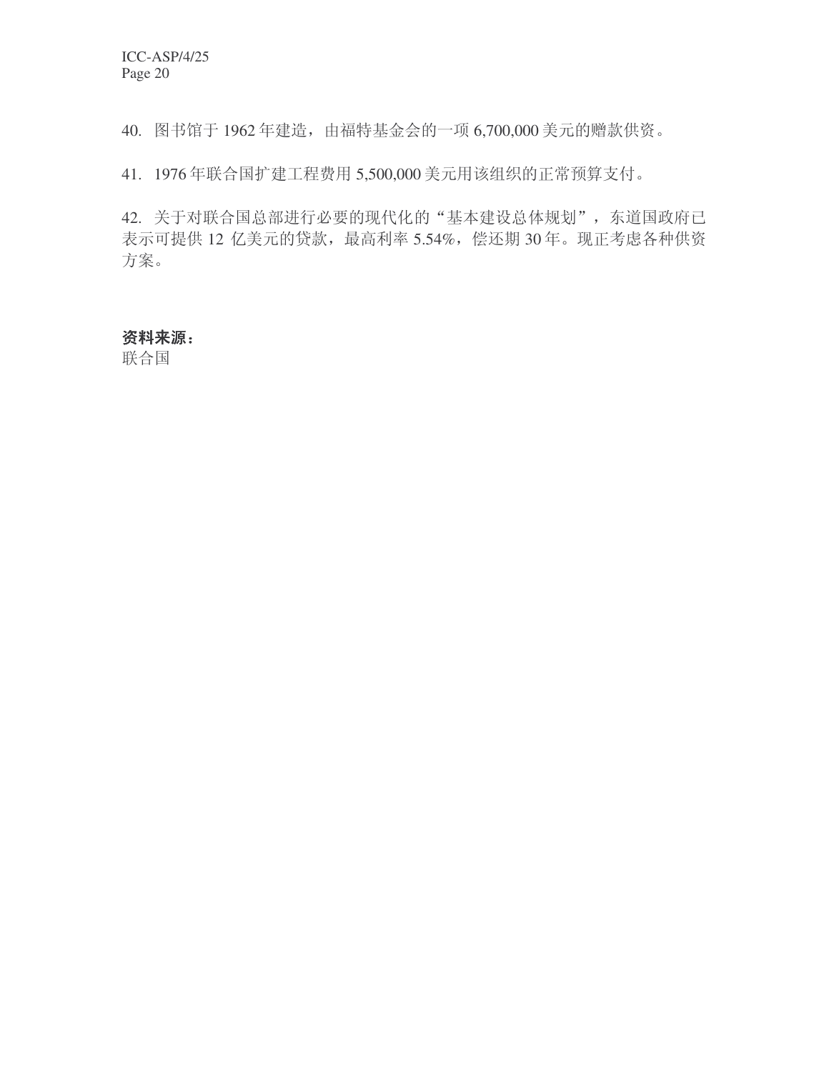40. 图书馆于 1962 年建造，由福特基金会的一项 6,700,000 美元的赠款供资。

41. 1976 年联合国扩建工程费用 5,500,000 美元用该组织的正常预算支付。

42. 关于对联合国总部进行必要的现代化的“基本建设总体规划”，东道国政府已表示可提供 12 亿美元的贷款，最高利率 5.54%，偿还期 30 年。现正考虑各种供资方案。

**资料来源：**
联合国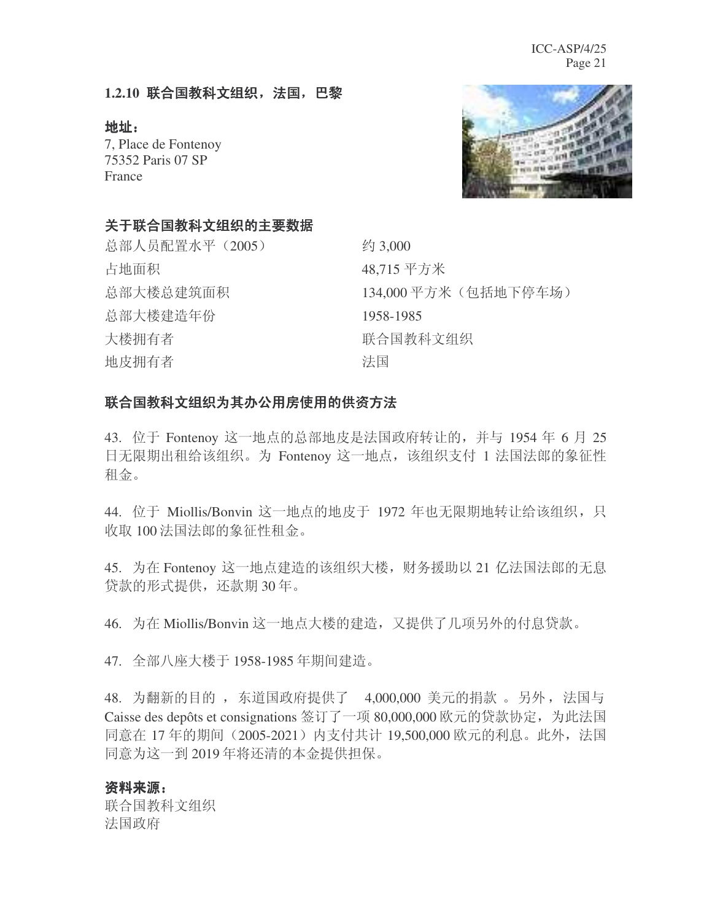### 1.2.10 联合国教科文组织，法国，巴黎

**地址：**
7, Place de Fontenoy
75352 Paris 07 SP
France

**关于联合国教科文组织的主要数据**

| | |
|---|---|
| 总部人员配置水平（2005） | 约 3,000 |
| 占地面积 | 48,715 平方米 |
| 总部大楼总建筑面积 | 134,000 平方米（包括地下停车场） |
| 总部大楼建造年份 | 1958-1985 |
| 大楼拥有者 | 联合国教科文组织 |
| 地皮拥有者 | 法国 |

**联合国教科文组织为其办公用房使用的供资方法**

43. 位于 Fontenoy 这一地点的总部地皮是法国政府转让的，并与 1954 年 6 月 25 日无限期出租给该组织。为 Fontenoy 这一地点，该组织支付 1 法国法郎的象征性租金。

44. 位于 Miollis/Bonvin 这一地点的地皮于 1972 年也无限期地转让给该组织，只收取 100 法国法郎的象征性租金。

45. 为在 Fontenoy 这一地点建造的该组织大楼，财务援助以 21 亿法国法郎的无息贷款的形式提供，还款期 30 年。

46. 为在 Miollis/Bonvin 这一地点大楼的建造，又提供了几项另外的付息贷款。

47. 全部八座大楼于 1958-1985 年期间建造。

48. 为翻新的目的，东道国政府提供了 4,000,000 美元的捐款。另外，法国与 Caisse des depôts et consignations 签订了一项 80,000,000 欧元的贷款协定，为此法国同意在 17 年的期间（2005-2021）内支付共计 19,500,000 欧元的利息。此外，法国同意为这一到 2019 年将还清的本金提供担保。

**资料来源：**
联合国教科文组织
法国政府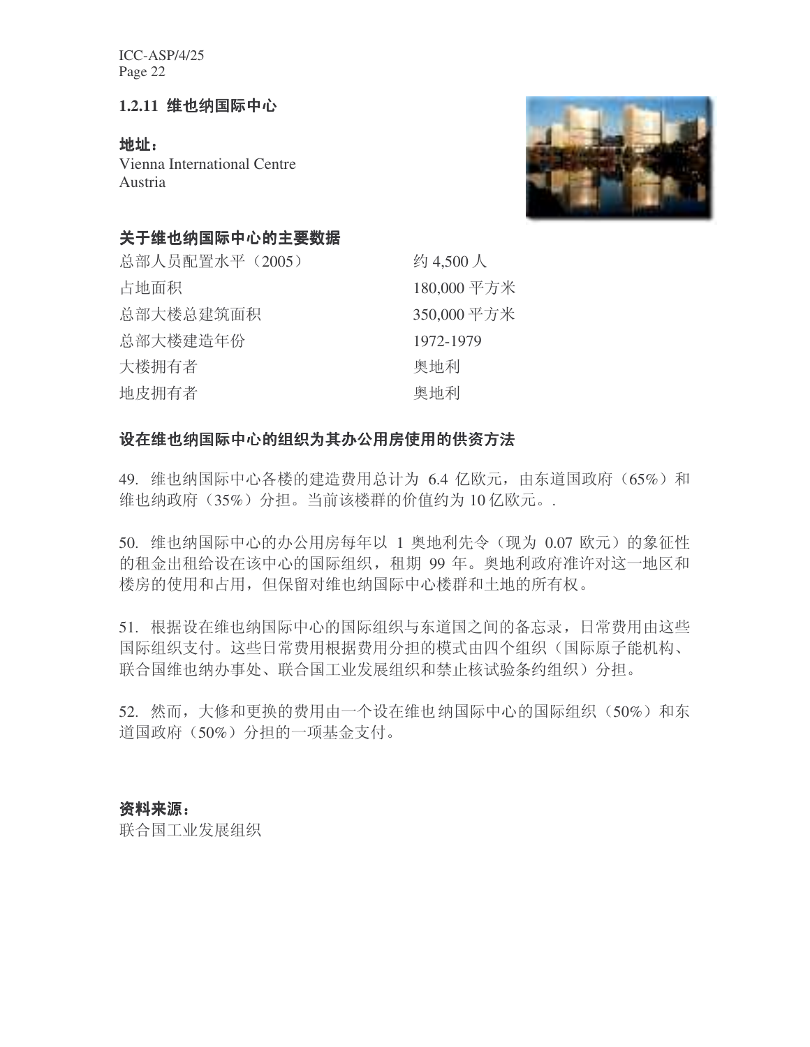### 1.2.11 维也纳国际中心

**地址：**
Vienna International Centre
Austria

**关于维也纳国际中心的主要数据**

| | |
|---|---|
| 总部人员配置水平（2005） | 约 4,500 人 |
| 占地面积 | 180,000 平方米 |
| 总部大楼总建筑面积 | 350,000 平方米 |
| 总部大楼建造年份 | 1972-1979 |
| 大楼拥有者 | 奥地利 |
| 地皮拥有者 | 奥地利 |

**设在维也纳国际中心的组织为其办公用房使用的供资方法**

49. 维也纳国际中心各楼的建造费用总计为 6.4 亿欧元，由东道国政府（65%）和维也纳政府（35%）分担。当前该楼群的价值约为 10 亿欧元。.

50. 维也纳国际中心的办公用房每年以 1 奥地利先令（现为 0.07 欧元）的象征性的租金出租给设在该中心的国际组织，租期 99 年。奥地利政府准许对这一地区和楼房的使用和占用，但保留对维也纳国际中心楼群和土地的所有权。

51. 根据设在维也纳国际中心的国际组织与东道国之间的备忘录，日常费用由这些国际组织支付。这些日常费用根据费用分担的模式由四个组织（国际原子能机构、联合国维也纳办事处、联合国工业发展组织和禁止核试验条约组织）分担。

52. 然而，大修和更换的费用由一个设在维也纳国际中心的国际组织（50%）和东道国政府（50%）分担的一项基金支付。

**资料来源：**
联合国工业发展组织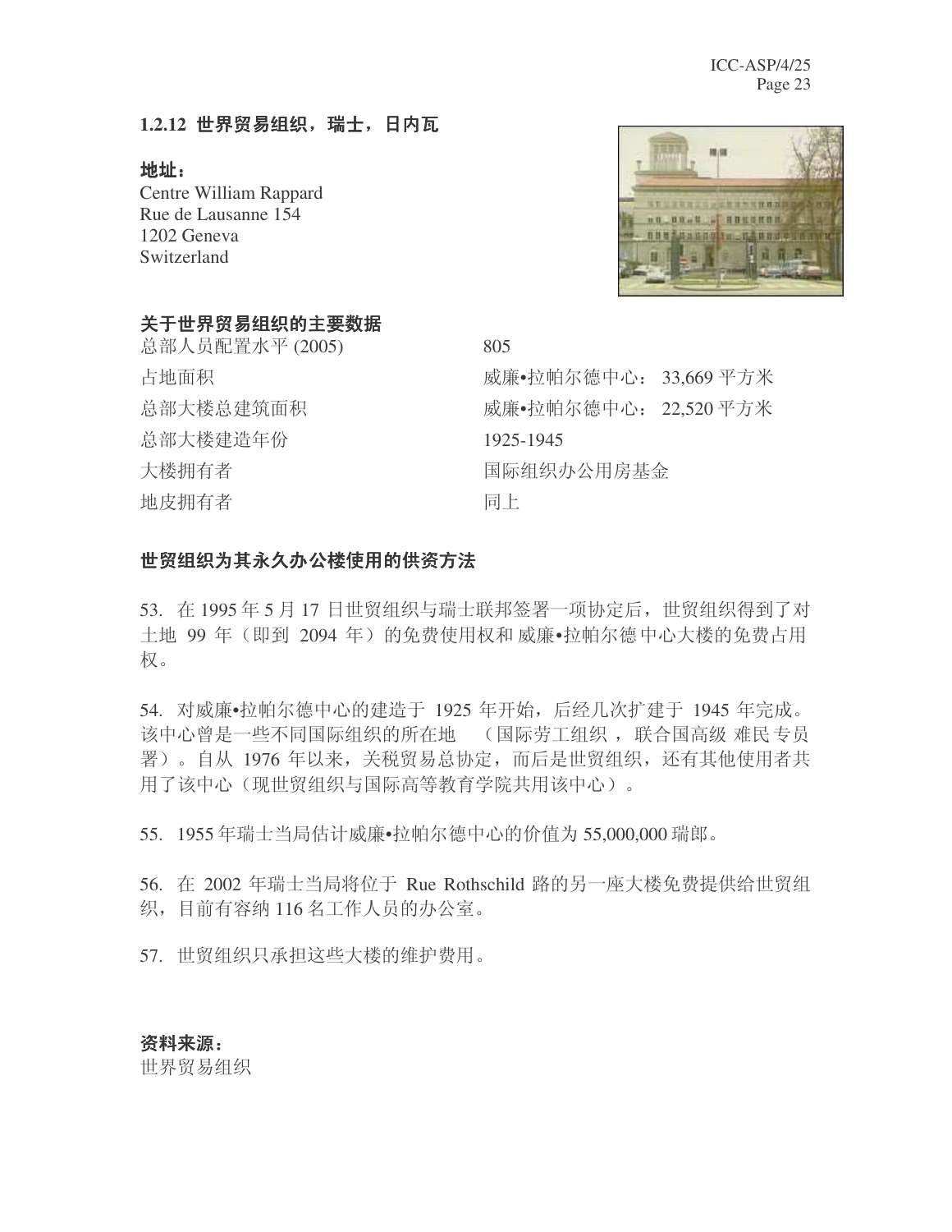### 1.2.12 世界贸易组织，瑞士，日内瓦

**地址：**
Centre William Rappard
Rue de Lausanne 154
1202 Geneva
Switzerland

**关于世界贸易组织的主要数据**

| | |
|---|---|
| 总部人员配置水平 (2005) | 805 |
| 占地面积 | 威廉•拉帕尔德中心：33,669 平方米 |
| 总部大楼总建筑面积 | 威廉•拉帕尔德中心：22,520 平方米 |
| 总部大楼建造年份 | 1925-1945 |
| 大楼拥有者 | 国际组织办公用房基金 |
| 地皮拥有者 | 同上 |

**世贸组织为其永久办公楼使用的供资方法**

53. 在 1995 年 5 月 17 日世贸组织与瑞士联邦签署一项协定后，世贸组织得到了对土地 99 年（即到 2094 年）的免费使用权和威廉•拉帕尔德中心大楼的免费占用权。

54. 对威廉•拉帕尔德中心的建造于 1925 年开始，后经几次扩建于 1945 年完成。该中心曾是一些不同国际组织的所在地（国际劳工组织，联合国高级难民专员署）。自从 1976 年以来，关税贸易总协定，而后是世贸组织，还有其他使用者共用了该中心（现世贸组织与国际高等教育学院共用该中心）。

55. 1955 年瑞士当局估计威廉•拉帕尔德中心的价值为 55,000,000 瑞郎。

56. 在 2002 年瑞士当局将位于 Rue Rothschild 路的另一座大楼免费提供给世贸组织，目前有容纳 116 名工作人员的办公室。

57. 世贸组织只承担这些大楼的维护费用。

**资料来源：**
世界贸易组织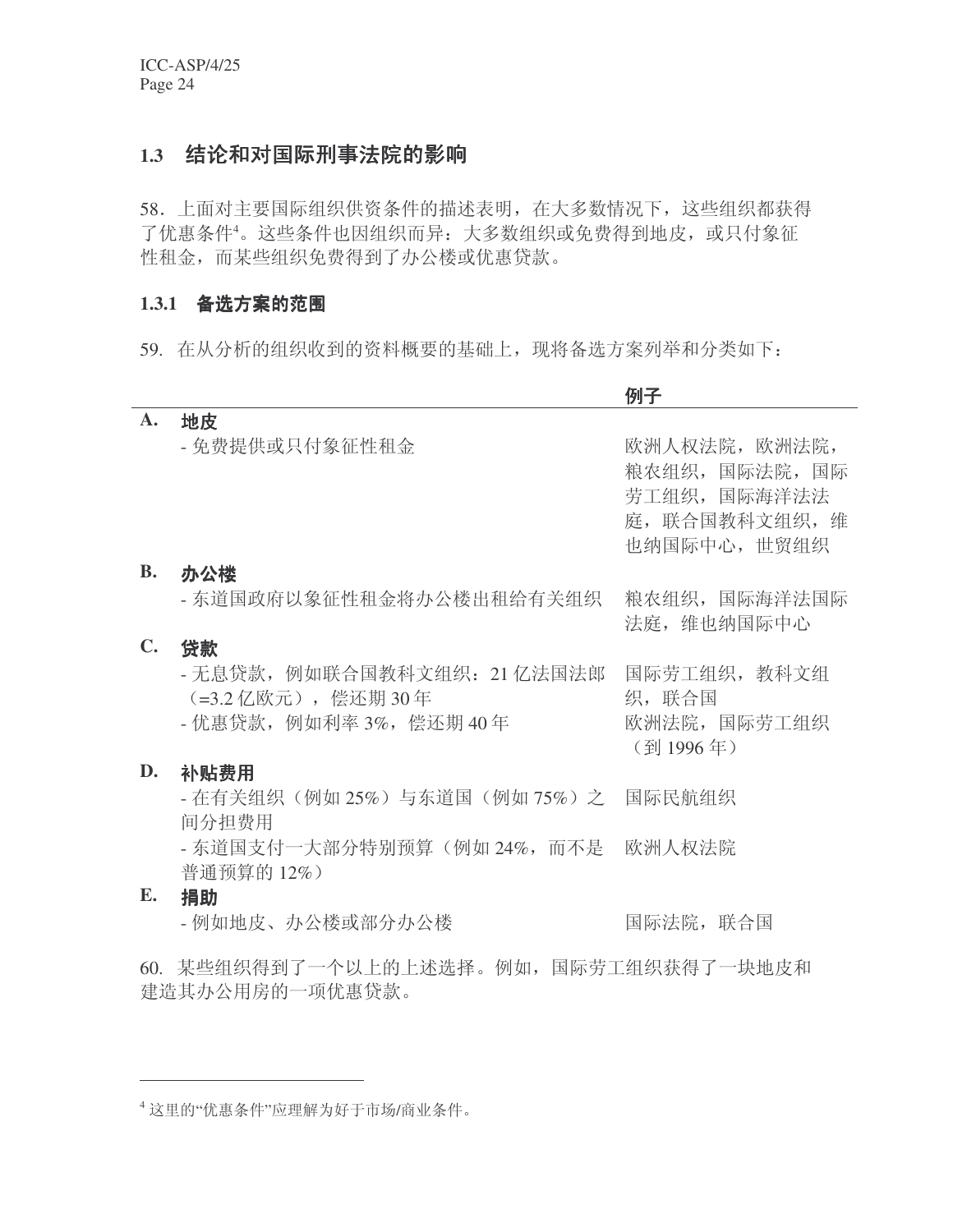## 1.3 结论和对国际刑事法院的影响

58. 上面对主要国际组织供资条件的描述表明，在大多数情况下，这些组织都获得了优惠条件[4]。这些条件也因组织而异：大多数组织或免费得到地皮，或只付象征性租金，而某些组织免费得到了办公楼或优惠贷款。

### 1.3.1 备选方案的范围

59. 在从分析的组织收到的资料概要的基础上，现将备选方案列举和分类如下：

| | | 例子 |
|---|---|---|
| **A.** | **地皮** | |
| | - 免费提供或只付象征性租金 | 欧洲人权法院，欧洲法院，粮农组织，国际法院，国际劳工组织，国际海洋法法庭，联合国教科文组织，维也纳国际中心，世贸组织 |
| **B.** | **办公楼** | |
| | - 东道国政府以象征性租金将办公楼出租给有关组织 | 粮农组织，国际海洋法国际法庭，维也纳国际中心 |
| **C.** | **贷款** | |
| | - 无息贷款，例如联合国教科文组织：21 亿法国法郎（=3.2 亿欧元），偿还期 30 年 | 国际劳工组织，教科文组织，联合国 |
| | - 优惠贷款，例如利率 3%，偿还期 40 年 | 欧洲法院，国际劳工组织（到 1996 年） |
| **D.** | **补贴费用** | |
| | - 在有关组织（例如 25%）与东道国（例如 75%）之间分担费用 | 国际民航组织 |
| | - 东道国支付一大部分特别预算（例如 24%，而不是普通预算的 12%） | 欧洲人权法院 |
| **E.** | **捐助** | |
| | - 例如地皮、办公楼或部分办公楼 | 国际法院，联合国 |

60. 某些组织得到了一个以上的上述选择。例如，国际劳工组织获得了一块地皮和建造其办公用房的一项优惠贷款。

---

[4] 这里的"优惠条件"应理解为好于市场/商业条件。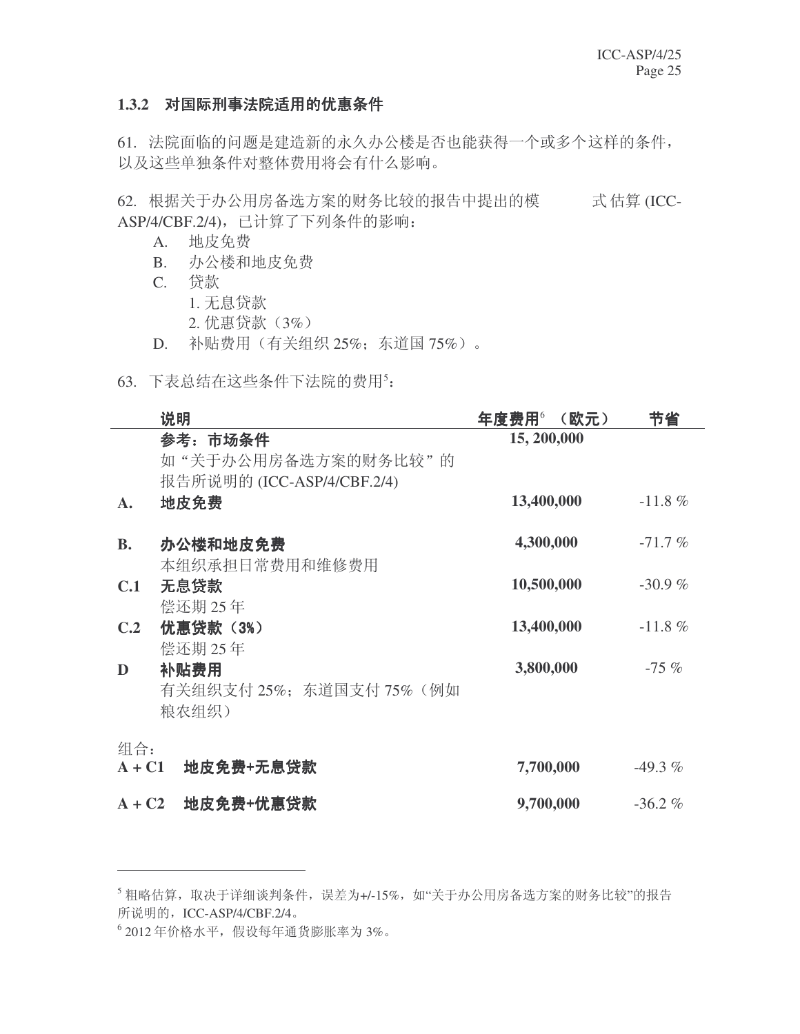### 1.3.2 对国际刑事法院适用的优惠条件

61. 法院面临的问题是建造新的永久办公楼是否也能获得一个或多个这样的条件，以及这些单独条件对整体费用将会有什么影响。

62. 根据关于办公用房备选方案的财务比较的报告中提出的模式估算 (ICC-ASP/4/CBF.2/4)，已计算了下列条件的影响：

- A. 地皮免费
- B. 办公楼和地皮免费
- C. 贷款
  1. 无息贷款
  2. 优惠贷款（3%）
- D. 补贴费用（有关组织 25%；东道国 75%）。

63. 下表总结在这些条件下法院的费用[5]：

| | 说明 | 年度费用[6]（欧元） | 节省 |
|---|---|---|---|
| | **参考：市场条件**<br>如“关于办公用房备选方案的财务比较”的报告所说明的 (ICC-ASP/4/CBF.2/4) | **15, 200,000** | |
| **A.** | **地皮免费** | **13,400,000** | -11.8 % |
| **B.** | **办公楼和地皮免费**<br>本组织承担日常费用和维修费用 | **4,300,000** | -71.7 % |
| **C.1** | **无息贷款**<br>偿还期 25 年 | **10,500,000** | -30.9 % |
| **C.2** | **优惠贷款（3%）**<br>偿还期 25 年 | **13,400,000** | -11.8 % |
| **D** | **补贴费用**<br>有关组织支付 25%；东道国支付 75%（例如粮农组织） | **3,800,000** | -75 % |
| 组合： | | | |
| **A + C1** | **地皮免费+无息贷款** | **7,700,000** | -49.3 % |
| **A + C2** | **地皮免费+优惠贷款** | **9,700,000** | -36.2 % |

---

[5] 粗略估算，取决于详细谈判条件，误差为+/-15%，如“关于办公用房备选方案的财务比较”的报告所说明的，ICC-ASP/4/CBF.2/4。

[6] 2012 年价格水平，假设每年通货膨胀率为 3%。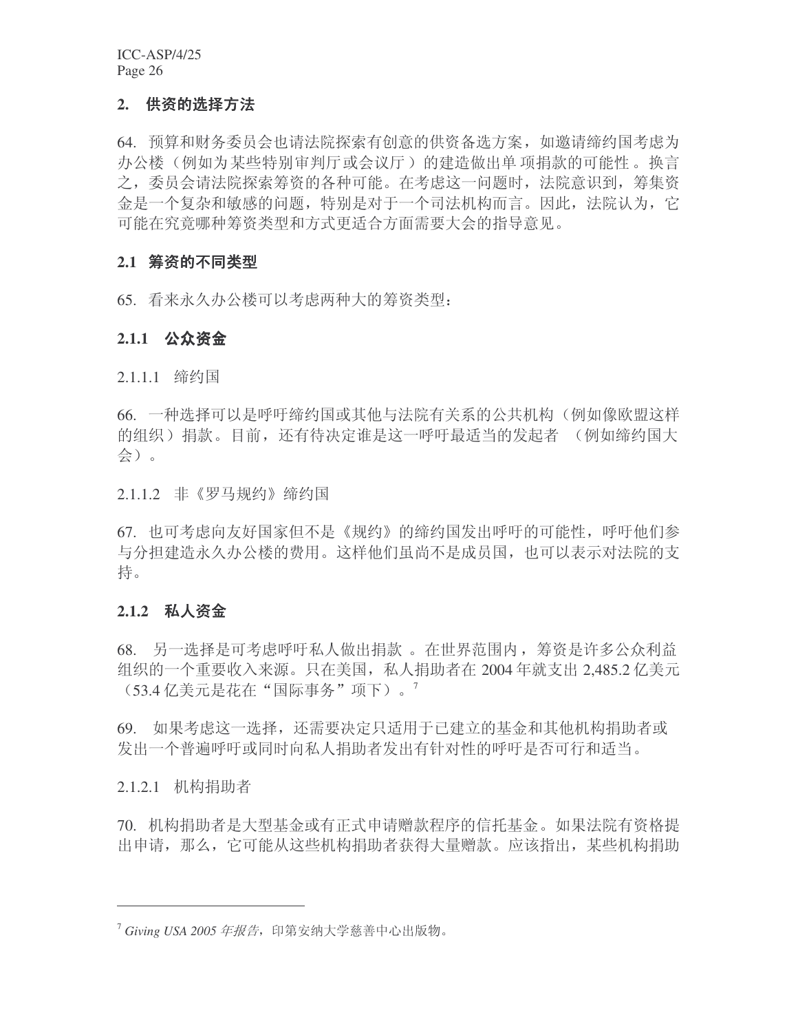## 2. 供资的选择方法

64. 预算和财务委员会也请法院探索有创意的供资备选方案，如邀请缔约国考虑为办公楼（例如为某些特别审判厅或会议厅）的建造做出单项捐款的可能性。换言之，委员会请法院探索筹资的各种可能。在考虑这一问题时，法院意识到，筹集资金是一个复杂和敏感的问题，特别是对于一个司法机构而言。因此，法院认为，它可能在究竟哪种筹资类型和方式更适合方面需要大会的指导意见。

### 2.1 筹资的不同类型

65. 看来永久办公楼可以考虑两种大的筹资类型：

#### 2.1.1 公众资金

2.1.1.1 缔约国

66. 一种选择可以是呼吁缔约国或其他与法院有关系的公共机构（例如像欧盟这样的组织）捐款。目前，还有待决定谁是这一呼吁最适当的发起者 （例如缔约国大会）。

2.1.1.2 非《罗马规约》缔约国

67. 也可考虑向友好国家但不是《规约》的缔约国发出呼吁的可能性，呼吁他们参与分担建造永久办公楼的费用。这样他们虽尚不是成员国，也可以表示对法院的支持。

#### 2.1.2 私人资金

68. 另一选择是可考虑呼吁私人做出捐款 。在世界范围内，筹资是许多公众利益组织的一个重要收入来源。只在美国，私人捐助者在 2004 年就支出 2,485.2 亿美元（53.4 亿美元是花在“国际事务”项下）。[7]

69. 如果考虑这一选择，还需要决定只适用于已建立的基金和其他机构捐助者或发出一个普遍呼吁或同时向私人捐助者发出有针对性的呼吁是否可行和适当。

2.1.2.1 机构捐助者

70. 机构捐助者是大型基金或有正式申请赠款程序的信托基金。如果法院有资格提出申请，那么，它可能从这些机构捐助者获得大量赠款。应该指出，某些机构捐助

---

[7] *Giving USA 2005 年报告*，印第安纳大学慈善中心出版物。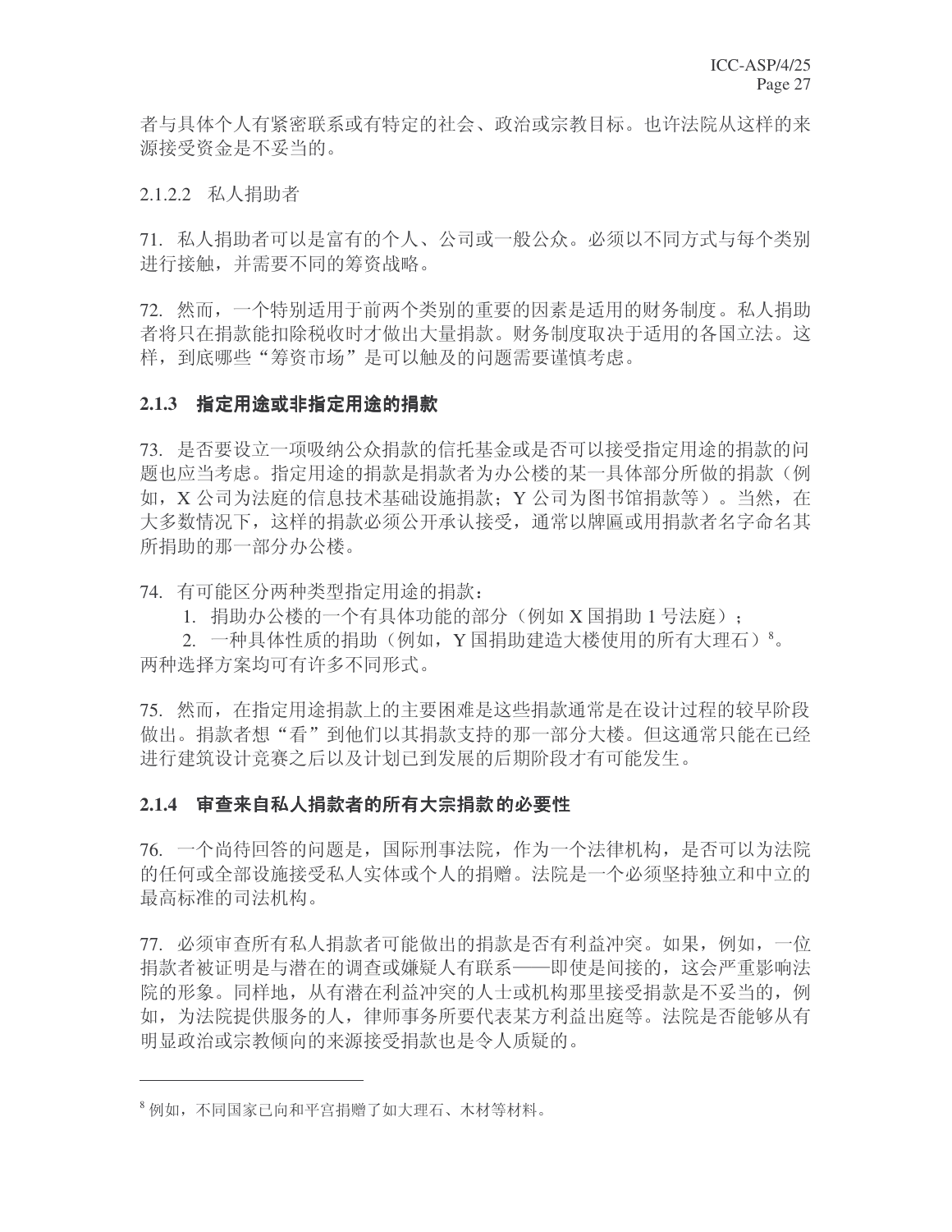者与具体个人有紧密联系或有特定的社会、政治或宗教目标。也许法院从这样的来源接受资金是不妥当的。

2.1.2.2 私人捐助者

71. 私人捐助者可以是富有的个人、公司或一般公众。必须以不同方式与每个类别进行接触，并需要不同的筹资战略。

72. 然而，一个特别适用于前两个类别的重要的因素是适用的财务制度。私人捐助者将只在捐款能扣除税收时才做出大量捐款。财务制度取决于适用的各国立法。这样，到底哪些“筹资市场”是可以触及的问题需要谨慎考虑。

### 2.1.3 指定用途或非指定用途的捐款

73. 是否要设立一项吸纳公众捐款的信托基金或是否可以接受指定用途的捐款的问题也应当考虑。指定用途的捐款是捐款者为办公楼的某一具体部分所做的捐款（例如，X 公司为法庭的信息技术基础设施捐款；Y 公司为图书馆捐款等）。当然，在大多数情况下，这样的捐款必须公开承认接受，通常以牌匾或用捐款者名字命名其所捐助的那一部分办公楼。

74. 有可能区分两种类型指定用途的捐款：

1. 捐助办公楼的一个有具体功能的部分（例如 X 国捐助 1 号法庭）；
2. 一种具体性质的捐助（例如，Y 国捐助建造大楼使用的所有大理石）[8]。

两种选择方案均可有许多不同形式。

75. 然而，在指定用途捐款上的主要困难是这些捐款通常是在设计过程的较早阶段做出。捐款者想“看”到他们以其捐款支持的那一部分大楼。但这通常只能在已经进行建筑设计竞赛之后以及计划已到发展的后期阶段才有可能发生。

### 2.1.4 审查来自私人捐款者的所有大宗捐款的必要性

76. 一个尚待回答的问题是，国际刑事法院，作为一个法律机构，是否可以为法院的任何或全部设施接受私人实体或个人的捐赠。法院是一个必须坚持独立和中立的最高标准的司法机构。

77. 必须审查所有私人捐款者可能做出的捐款是否有利益冲突。如果，例如，一位捐款者被证明是与潜在的调查或嫌疑人有联系——即使是间接的，这会严重影响法院的形象。同样地，从有潜在利益冲突的人士或机构那里接受捐款是不妥当的，例如，为法院提供服务的人，律师事务所要代表某方利益出庭等。法院是否能够从有明显政治或宗教倾向的来源接受捐款也是令人质疑的。

---

[8] 例如，不同国家已向和平宫捐赠了如大理石、木材等材料。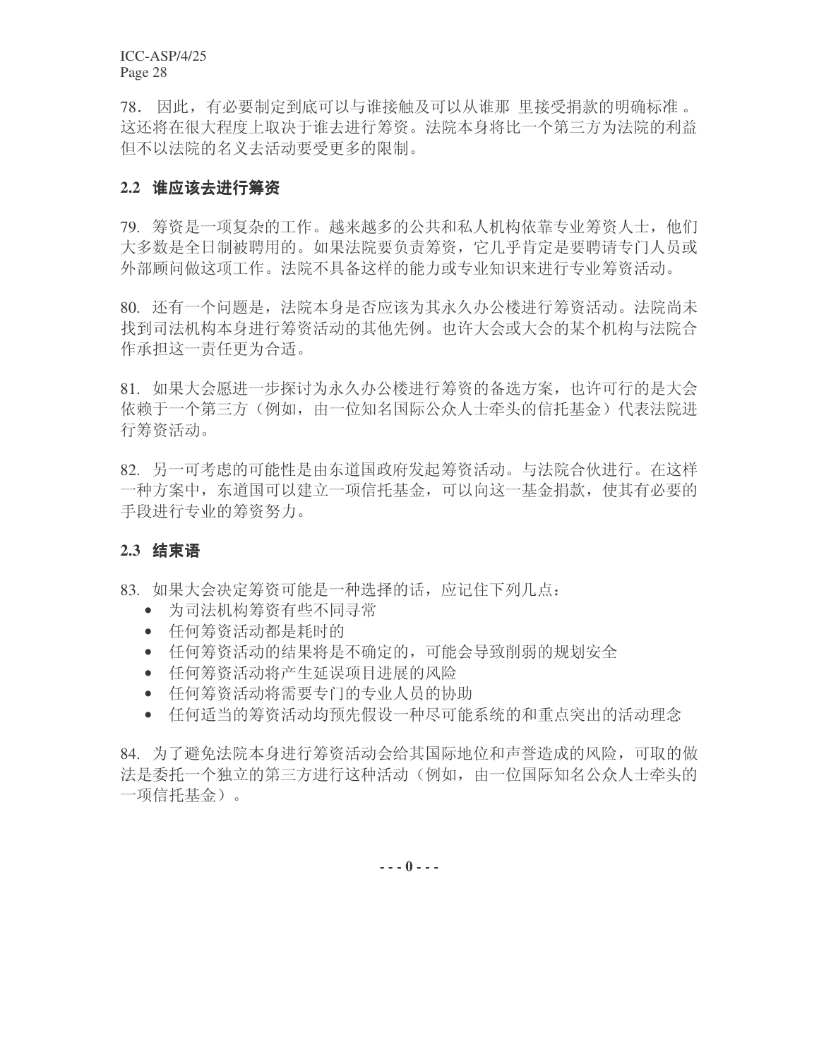78． 因此，有必要制定到底可以与谁接触及可以从谁那 里接受捐款的明确标准 。这还将在很大程度上取决于谁去进行筹资。法院本身将比一个第三方为法院的利益但不以法院的名义去活动要受更多的限制。

## 2.2 谁应该去进行筹资

79. 筹资是一项复杂的工作。越来越多的公共和私人机构依靠专业筹资人士，他们大多数是全日制被聘用的。如果法院要负责筹资，它几乎肯定是要聘请专门人员或外部顾问做这项工作。法院不具备这样的能力或专业知识来进行专业筹资活动。

80. 还有一个问题是，法院本身是否应该为其永久办公楼进行筹资活动。法院尚未找到司法机构本身进行筹资活动的其他先例。也许大会或大会的某个机构与法院合作承担这一责任更为合适。

81. 如果大会愿进一步探讨为永久办公楼进行筹资的备选方案，也许可行的是大会依赖于一个第三方（例如，由一位知名国际公众人士牵头的信托基金）代表法院进行筹资活动。

82. 另一可考虑的可能性是由东道国政府发起筹资活动。与法院合伙进行。在这样一种方案中，东道国可以建立一项信托基金，可以向这一基金捐款，使其有必要的手段进行专业的筹资努力。

## 2.3 结束语

83. 如果大会决定筹资可能是一种选择的话，应记住下列几点：

- 为司法机构筹资有些不同寻常
- 任何筹资活动都是耗时的
- 任何筹资活动的结果将是不确定的，可能会导致削弱的规划安全
- 任何筹资活动将产生延误项目进展的风险
- 任何筹资活动将需要专门的专业人员的协助
- 任何适当的筹资活动均预先假设一种尽可能系统的和重点突出的活动理念

84. 为了避免法院本身进行筹资活动会给其国际地位和声誉造成的风险，可取的做法是委托一个独立的第三方进行这种活动（例如，由一位国际知名公众人士牵头的一项信托基金）。

**- - - 0 - - -**